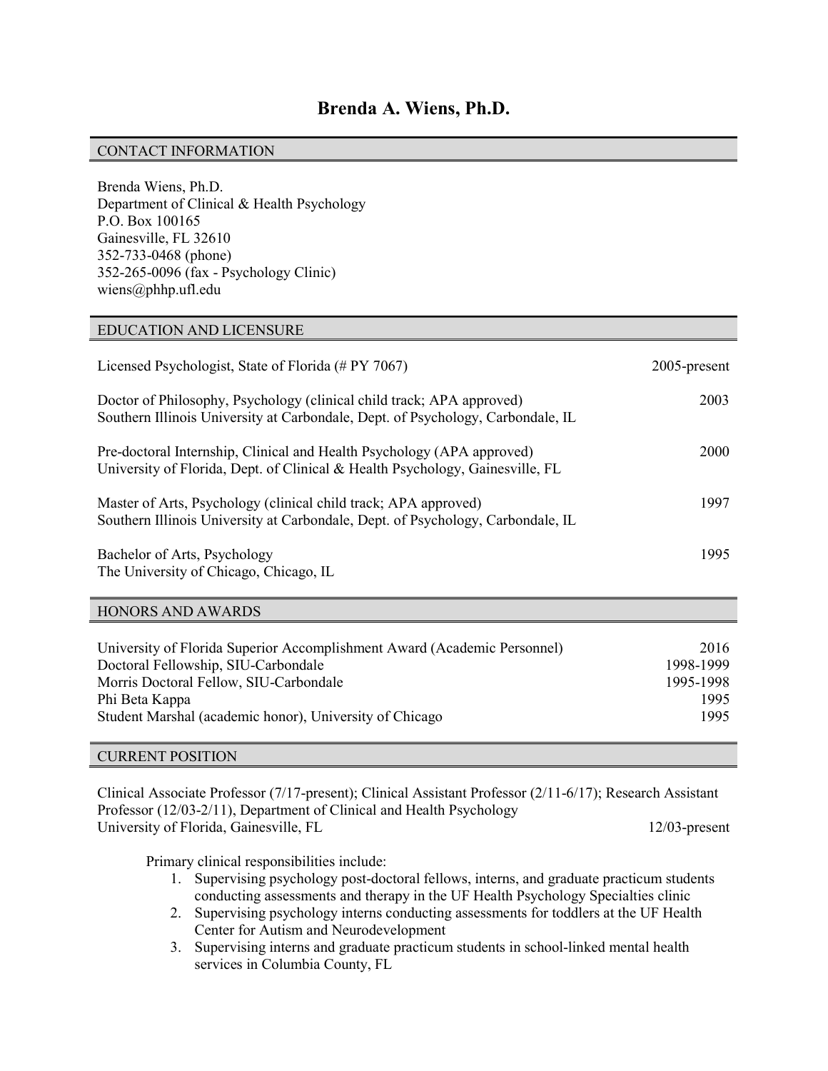# Brenda A. Wiens, Ph.D.

## CONTACT INFORMATION

Brenda Wiens, Ph.D.
Department of Clinical & Health Psychology
P.O. Box 100165
Gainesville, FL 32610
352-733-0468 (phone)
352-265-0096 (fax - Psychology Clinic)
wiens@phhp.ufl.edu

## EDUCATION AND LICENSURE

Licensed Psychologist, State of Florida (# PY 7067) — 2005-present

Doctor of Philosophy, Psychology (clinical child track; APA approved) — 2003
Southern Illinois University at Carbondale, Dept. of Psychology, Carbondale, IL

Pre-doctoral Internship, Clinical and Health Psychology (APA approved) — 2000
University of Florida, Dept. of Clinical & Health Psychology, Gainesville, FL

Master of Arts, Psychology (clinical child track; APA approved) — 1997
Southern Illinois University at Carbondale, Dept. of Psychology, Carbondale, IL

Bachelor of Arts, Psychology — 1995
The University of Chicago, Chicago, IL

## HONORS AND AWARDS

University of Florida Superior Accomplishment Award (Academic Personnel) — 2016
Doctoral Fellowship, SIU-Carbondale — 1998-1999
Morris Doctoral Fellow, SIU-Carbondale — 1995-1998
Phi Beta Kappa — 1995
Student Marshal (academic honor), University of Chicago — 1995

## CURRENT POSITION

Clinical Associate Professor (7/17-present); Clinical Assistant Professor (2/11-6/17); Research Assistant Professor (12/03-2/11), Department of Clinical and Health Psychology
University of Florida, Gainesville, FL — 12/03-present

Primary clinical responsibilities include:

1. Supervising psychology post-doctoral fellows, interns, and graduate practicum students conducting assessments and therapy in the UF Health Psychology Specialties clinic
2. Supervising psychology interns conducting assessments for toddlers at the UF Health Center for Autism and Neurodevelopment
3. Supervising interns and graduate practicum students in school-linked mental health services in Columbia County, FL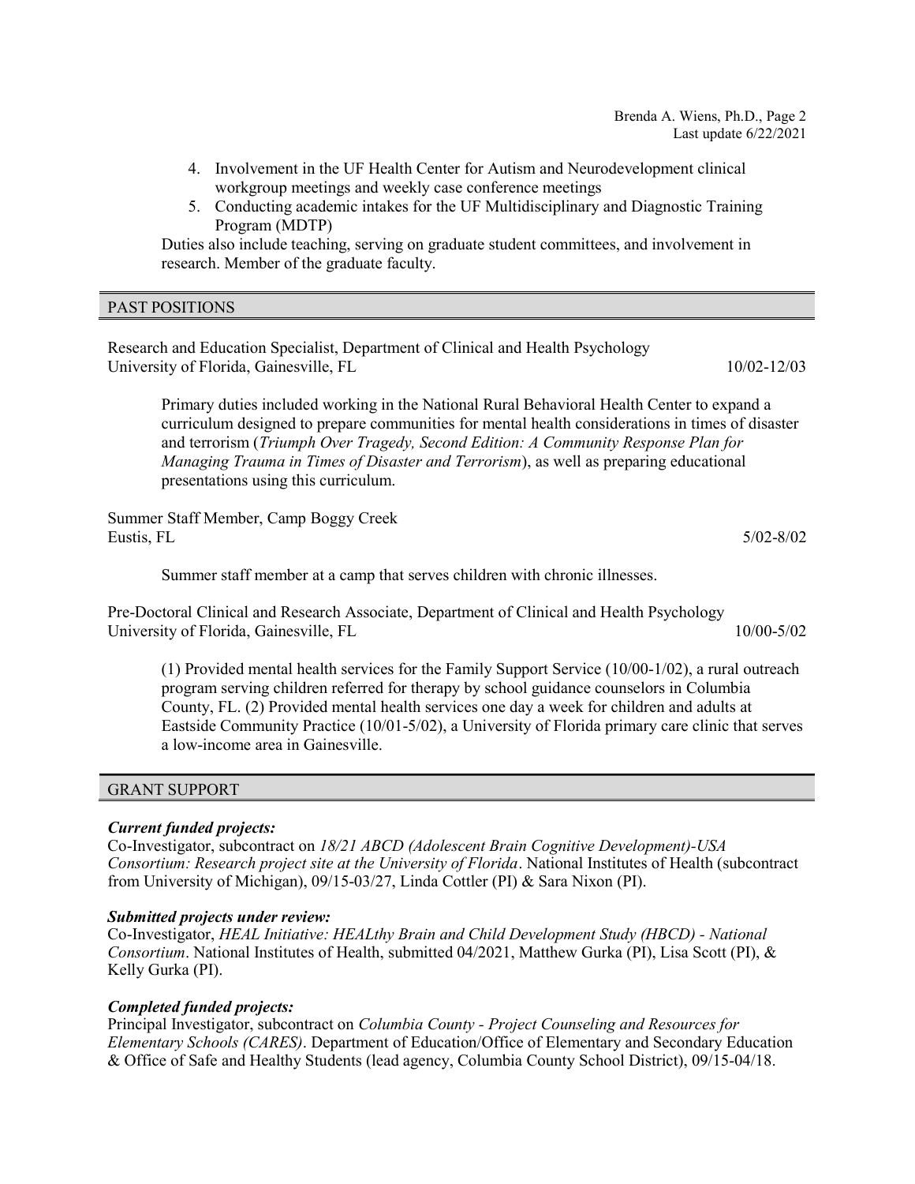4. Involvement in the UF Health Center for Autism and Neurodevelopment clinical workgroup meetings and weekly case conference meetings
5. Conducting academic intakes for the UF Multidisciplinary and Diagnostic Training Program (MDTP)

Duties also include teaching, serving on graduate student committees, and involvement in research. Member of the graduate faculty.

## PAST POSITIONS

Research and Education Specialist, Department of Clinical and Health Psychology
University of Florida, Gainesville, FL — 10/02-12/03

Primary duties included working in the National Rural Behavioral Health Center to expand a curriculum designed to prepare communities for mental health considerations in times of disaster and terrorism (*Triumph Over Tragedy, Second Edition: A Community Response Plan for Managing Trauma in Times of Disaster and Terrorism*), as well as preparing educational presentations using this curriculum.

Summer Staff Member, Camp Boggy Creek
Eustis, FL — 5/02-8/02

Summer staff member at a camp that serves children with chronic illnesses.

Pre-Doctoral Clinical and Research Associate, Department of Clinical and Health Psychology
University of Florida, Gainesville, FL — 10/00-5/02

(1) Provided mental health services for the Family Support Service (10/00-1/02), a rural outreach program serving children referred for therapy by school guidance counselors in Columbia County, FL. (2) Provided mental health services one day a week for children and adults at Eastside Community Practice (10/01-5/02), a University of Florida primary care clinic that serves a low-income area in Gainesville.

## GRANT SUPPORT

***Current funded projects:***

Co-Investigator, subcontract on *18/21 ABCD (Adolescent Brain Cognitive Development)-USA Consortium: Research project site at the University of Florida*. National Institutes of Health (subcontract from University of Michigan), 09/15-03/27, Linda Cottler (PI) & Sara Nixon (PI).

***Submitted projects under review:***

Co-Investigator, *HEAL Initiative: HEALthy Brain and Child Development Study (HBCD) - National Consortium*. National Institutes of Health, submitted 04/2021, Matthew Gurka (PI), Lisa Scott (PI), & Kelly Gurka (PI).

***Completed funded projects:***

Principal Investigator, subcontract on *Columbia County - Project Counseling and Resources for Elementary Schools (CARES)*. Department of Education/Office of Elementary and Secondary Education & Office of Safe and Healthy Students (lead agency, Columbia County School District), 09/15-04/18.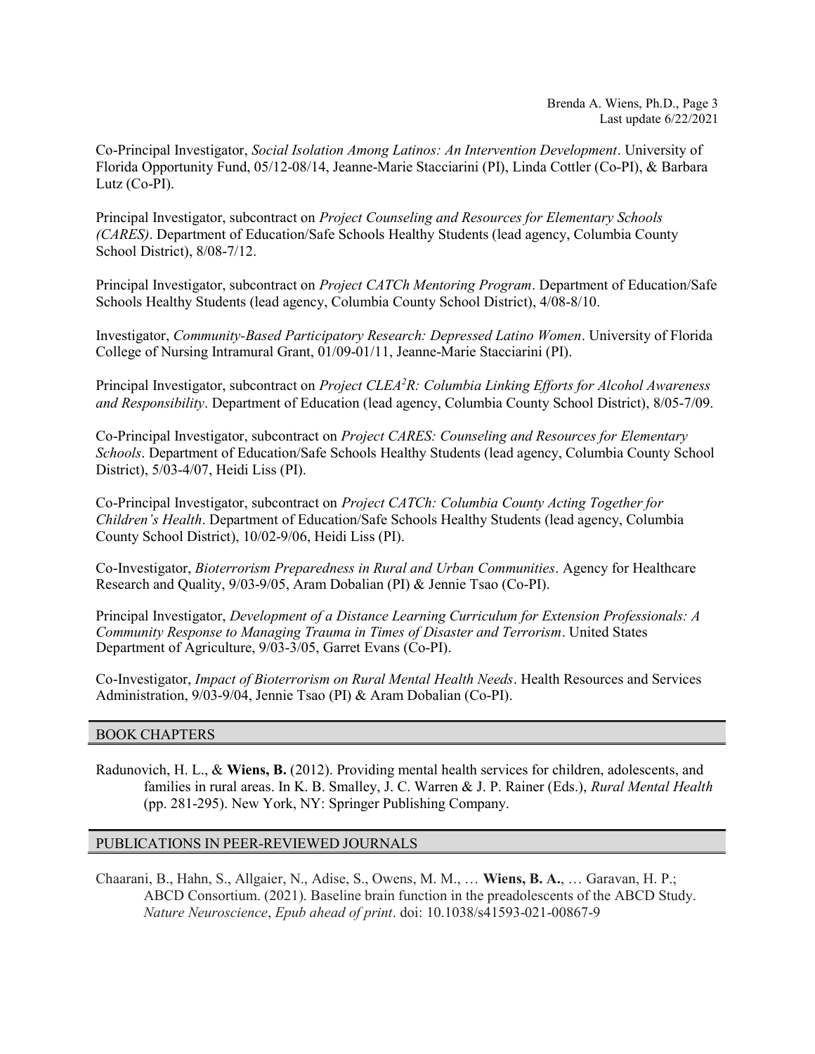Co-Principal Investigator, *Social Isolation Among Latinos: An Intervention Development*. University of Florida Opportunity Fund, 05/12-08/14, Jeanne-Marie Stacciarini (PI), Linda Cottler (Co-PI), & Barbara Lutz (Co-PI).

Principal Investigator, subcontract on *Project Counseling and Resources for Elementary Schools (CARES)*. Department of Education/Safe Schools Healthy Students (lead agency, Columbia County School District), 8/08-7/12.

Principal Investigator, subcontract on *Project CATCh Mentoring Program*. Department of Education/Safe Schools Healthy Students (lead agency, Columbia County School District), 4/08-8/10.

Investigator, *Community-Based Participatory Research: Depressed Latino Women*. University of Florida College of Nursing Intramural Grant, 01/09-01/11, Jeanne-Marie Stacciarini (PI).

Principal Investigator, subcontract on *Project CLEA$^2$R: Columbia Linking Efforts for Alcohol Awareness and Responsibility*. Department of Education (lead agency, Columbia County School District), 8/05-7/09.

Co-Principal Investigator, subcontract on *Project CARES: Counseling and Resources for Elementary Schools*. Department of Education/Safe Schools Healthy Students (lead agency, Columbia County School District), 5/03-4/07, Heidi Liss (PI).

Co-Principal Investigator, subcontract on *Project CATCh: Columbia County Acting Together for Children's Health*. Department of Education/Safe Schools Healthy Students (lead agency, Columbia County School District), 10/02-9/06, Heidi Liss (PI).

Co-Investigator, *Bioterrorism Preparedness in Rural and Urban Communities*. Agency for Healthcare Research and Quality, 9/03-9/05, Aram Dobalian (PI) & Jennie Tsao (Co-PI).

Principal Investigator, *Development of a Distance Learning Curriculum for Extension Professionals: A Community Response to Managing Trauma in Times of Disaster and Terrorism*. United States Department of Agriculture, 9/03-3/05, Garret Evans (Co-PI).

Co-Investigator, *Impact of Bioterrorism on Rural Mental Health Needs*. Health Resources and Services Administration, 9/03-9/04, Jennie Tsao (PI) & Aram Dobalian (Co-PI).

## BOOK CHAPTERS

Radunovich, H. L., & **Wiens, B.** (2012). Providing mental health services for children, adolescents, and families in rural areas. In K. B. Smalley, J. C. Warren & J. P. Rainer (Eds.), *Rural Mental Health* (pp. 281-295). New York, NY: Springer Publishing Company.

## PUBLICATIONS IN PEER-REVIEWED JOURNALS

Chaarani, B., Hahn, S., Allgaier, N., Adise, S., Owens, M. M., … **Wiens, B. A.**, … Garavan, H. P.; ABCD Consortium. (2021). Baseline brain function in the preadolescents of the ABCD Study. *Nature Neuroscience*, *Epub ahead of print*. doi: 10.1038/s41593-021-00867-9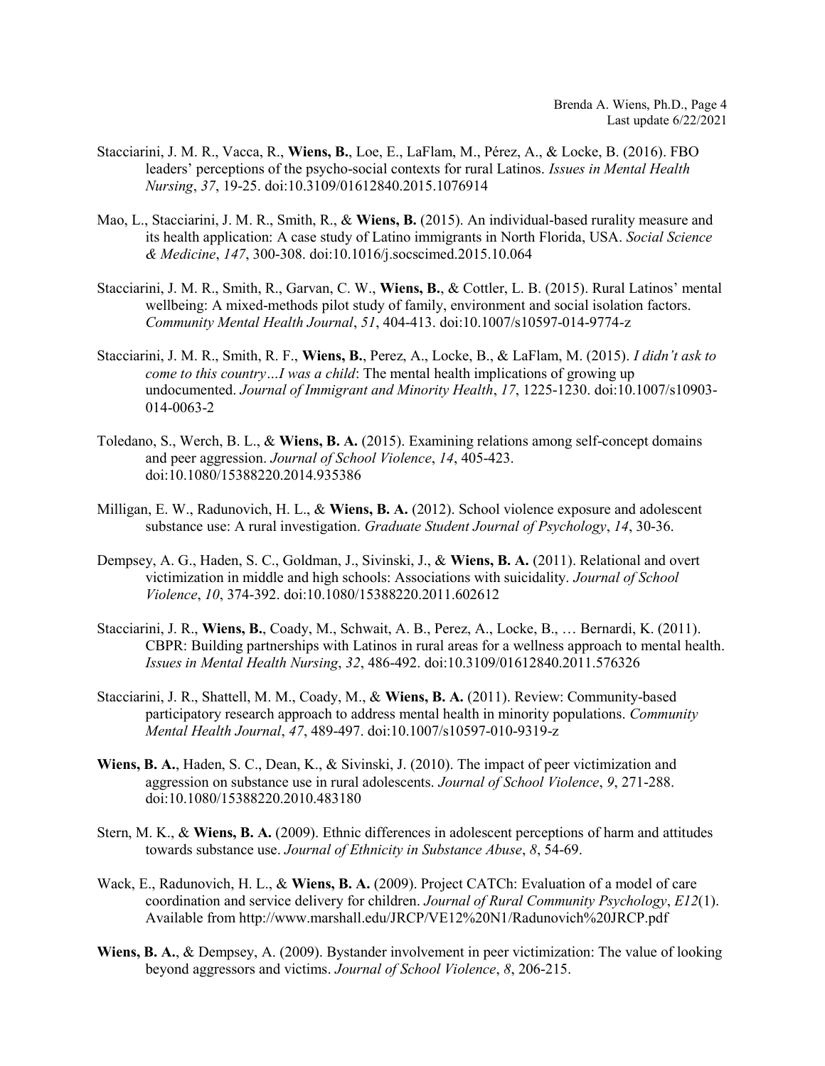Stacciarini, J. M. R., Vacca, R., **Wiens, B.**, Loe, E., LaFlam, M., Pérez, A., & Locke, B. (2016). FBO leaders' perceptions of the psycho-social contexts for rural Latinos. *Issues in Mental Health Nursing*, *37*, 19-25. doi:10.3109/01612840.2015.1076914

Mao, L., Stacciarini, J. M. R., Smith, R., & **Wiens, B.** (2015). An individual-based rurality measure and its health application: A case study of Latino immigrants in North Florida, USA. *Social Science & Medicine*, *147*, 300-308. doi:10.1016/j.socscimed.2015.10.064

Stacciarini, J. M. R., Smith, R., Garvan, C. W., **Wiens, B.**, & Cottler, L. B. (2015). Rural Latinos' mental wellbeing: A mixed-methods pilot study of family, environment and social isolation factors. *Community Mental Health Journal*, *51*, 404-413. doi:10.1007/s10597-014-9774-z

Stacciarini, J. M. R., Smith, R. F., **Wiens, B.**, Perez, A., Locke, B., & LaFlam, M. (2015). *I didn't ask to come to this country…I was a child*: The mental health implications of growing up undocumented. *Journal of Immigrant and Minority Health*, *17*, 1225-1230. doi:10.1007/s10903-014-0063-2

Toledano, S., Werch, B. L., & **Wiens, B. A.** (2015). Examining relations among self-concept domains and peer aggression. *Journal of School Violence*, *14*, 405-423. doi:10.1080/15388220.2014.935386

Milligan, E. W., Radunovich, H. L., & **Wiens, B. A.** (2012). School violence exposure and adolescent substance use: A rural investigation. *Graduate Student Journal of Psychology*, *14*, 30-36.

Dempsey, A. G., Haden, S. C., Goldman, J., Sivinski, J., & **Wiens, B. A.** (2011). Relational and overt victimization in middle and high schools: Associations with suicidality. *Journal of School Violence*, *10*, 374-392. doi:10.1080/15388220.2011.602612

Stacciarini, J. R., **Wiens, B.**, Coady, M., Schwait, A. B., Perez, A., Locke, B., … Bernardi, K. (2011). CBPR: Building partnerships with Latinos in rural areas for a wellness approach to mental health. *Issues in Mental Health Nursing*, *32*, 486-492. doi:10.3109/01612840.2011.576326

Stacciarini, J. R., Shattell, M. M., Coady, M., & **Wiens, B. A.** (2011). Review: Community-based participatory research approach to address mental health in minority populations. *Community Mental Health Journal*, *47*, 489-497. doi:10.1007/s10597-010-9319-z

**Wiens, B. A.**, Haden, S. C., Dean, K., & Sivinski, J. (2010). The impact of peer victimization and aggression on substance use in rural adolescents. *Journal of School Violence*, *9*, 271-288. doi:10.1080/15388220.2010.483180

Stern, M. K., & **Wiens, B. A.** (2009). Ethnic differences in adolescent perceptions of harm and attitudes towards substance use. *Journal of Ethnicity in Substance Abuse*, *8*, 54-69.

Wack, E., Radunovich, H. L., & **Wiens, B. A.** (2009). Project CATCh: Evaluation of a model of care coordination and service delivery for children. *Journal of Rural Community Psychology*, *E12*(1). Available from http://www.marshall.edu/JRCP/VE12%20N1/Radunovich%20JRCP.pdf

**Wiens, B. A.**, & Dempsey, A. (2009). Bystander involvement in peer victimization: The value of looking beyond aggressors and victims. *Journal of School Violence*, *8*, 206-215.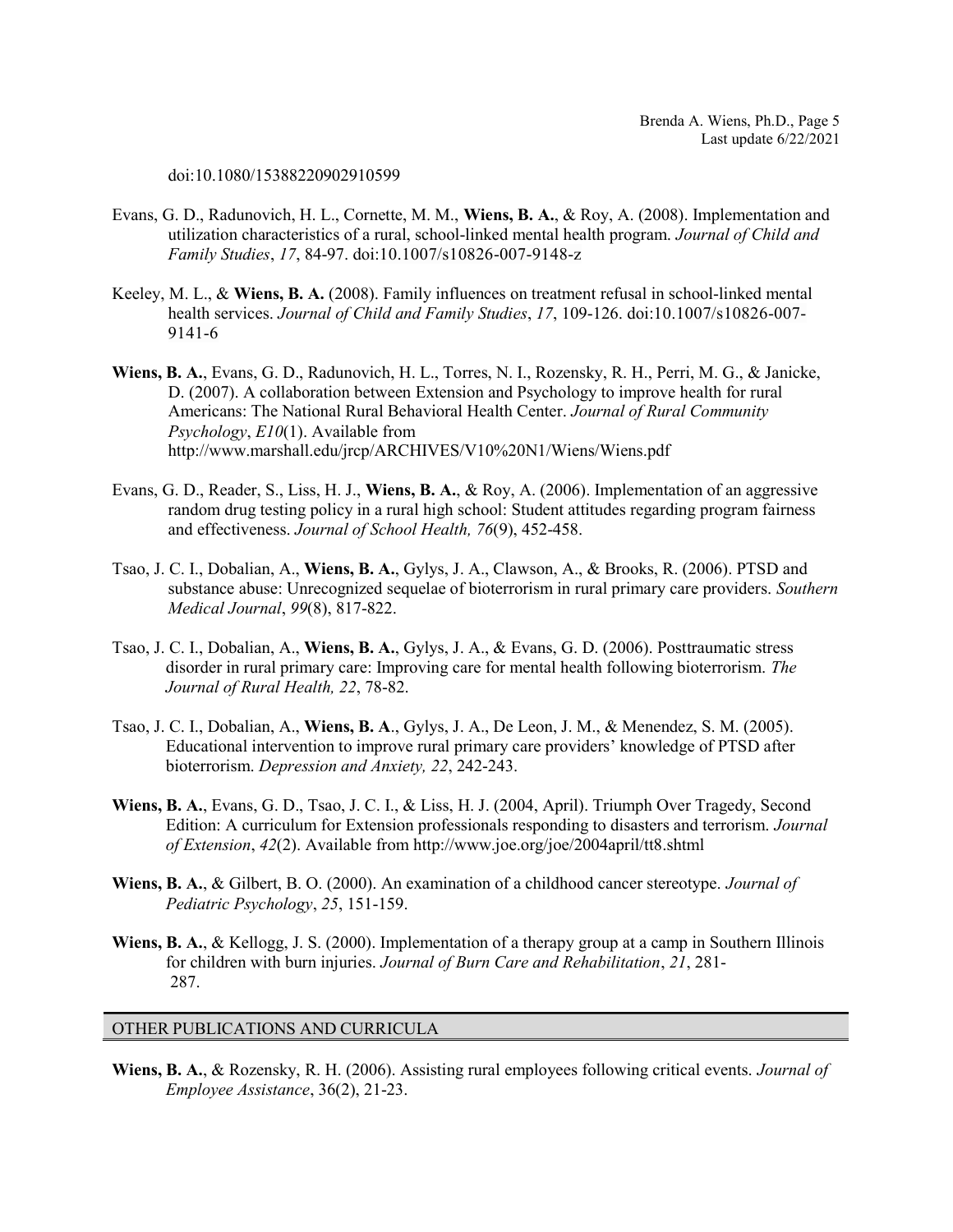doi:10.1080/15388220902910599

Evans, G. D., Radunovich, H. L., Cornette, M. M., **Wiens, B. A.**, & Roy, A. (2008). Implementation and utilization characteristics of a rural, school-linked mental health program. *Journal of Child and Family Studies*, *17*, 84-97. doi:10.1007/s10826-007-9148-z

Keeley, M. L., & **Wiens, B. A.** (2008). Family influences on treatment refusal in school-linked mental health services. *Journal of Child and Family Studies*, *17*, 109-126. doi:10.1007/s10826-007-9141-6

**Wiens, B. A.**, Evans, G. D., Radunovich, H. L., Torres, N. I., Rozensky, R. H., Perri, M. G., & Janicke, D. (2007). A collaboration between Extension and Psychology to improve health for rural Americans: The National Rural Behavioral Health Center. *Journal of Rural Community Psychology*, *E10*(1). Available from http://www.marshall.edu/jrcp/ARCHIVES/V10%20N1/Wiens/Wiens.pdf

Evans, G. D., Reader, S., Liss, H. J., **Wiens, B. A.**, & Roy, A. (2006). Implementation of an aggressive random drug testing policy in a rural high school: Student attitudes regarding program fairness and effectiveness. *Journal of School Health, 76*(9), 452-458.

Tsao, J. C. I., Dobalian, A., **Wiens, B. A.**, Gylys, J. A., Clawson, A., & Brooks, R. (2006). PTSD and substance abuse: Unrecognized sequelae of bioterrorism in rural primary care providers. *Southern Medical Journal*, *99*(8), 817-822.

Tsao, J. C. I., Dobalian, A., **Wiens, B. A.**, Gylys, J. A., & Evans, G. D. (2006). Posttraumatic stress disorder in rural primary care: Improving care for mental health following bioterrorism. *The Journal of Rural Health, 22*, 78-82.

Tsao, J. C. I., Dobalian, A., **Wiens, B. A**., Gylys, J. A., De Leon, J. M., & Menendez, S. M. (2005). Educational intervention to improve rural primary care providers' knowledge of PTSD after bioterrorism. *Depression and Anxiety, 22*, 242-243.

**Wiens, B. A.**, Evans, G. D., Tsao, J. C. I., & Liss, H. J. (2004, April). Triumph Over Tragedy, Second Edition: A curriculum for Extension professionals responding to disasters and terrorism. *Journal of Extension*, *42*(2). Available from http://www.joe.org/joe/2004april/tt8.shtml

**Wiens, B. A.**, & Gilbert, B. O. (2000). An examination of a childhood cancer stereotype. *Journal of Pediatric Psychology*, *25*, 151-159.

**Wiens, B. A.**, & Kellogg, J. S. (2000). Implementation of a therapy group at a camp in Southern Illinois for children with burn injuries. *Journal of Burn Care and Rehabilitation*, *21*, 281-287.

## OTHER PUBLICATIONS AND CURRICULA

**Wiens, B. A.**, & Rozensky, R. H. (2006). Assisting rural employees following critical events. *Journal of Employee Assistance*, 36(2), 21-23.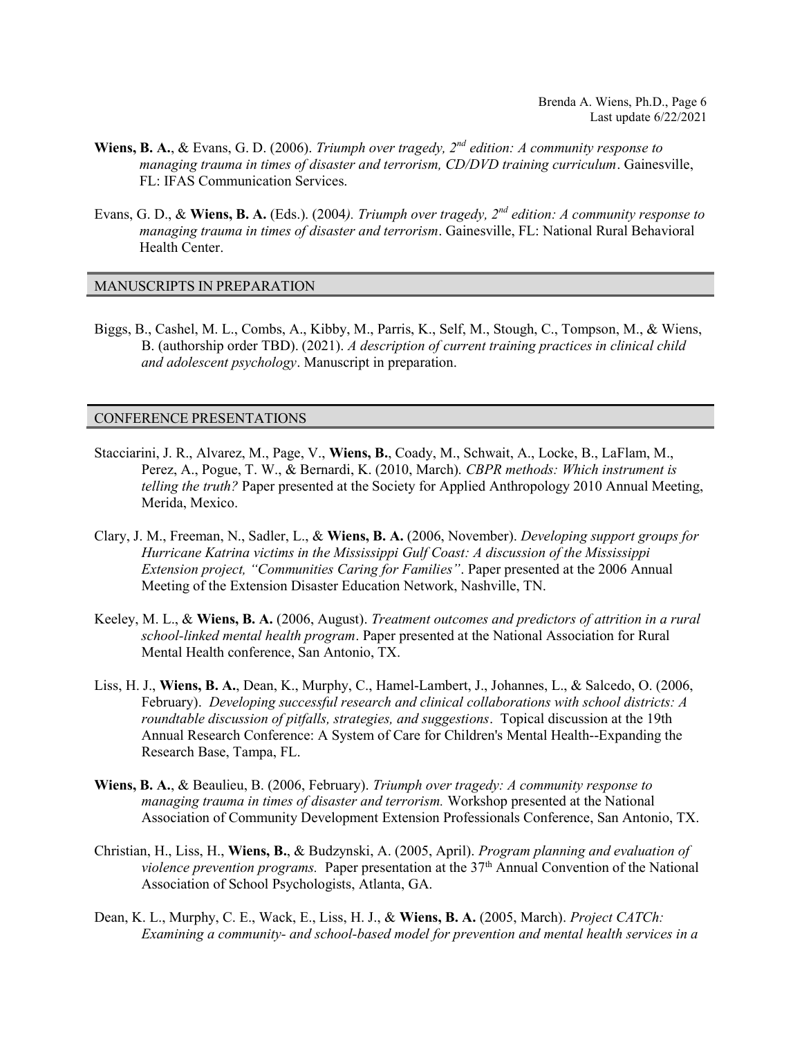**Wiens, B. A.**, & Evans, G. D. (2006). *Triumph over tragedy, 2nd edition: A community response to managing trauma in times of disaster and terrorism, CD/DVD training curriculum*. Gainesville, FL: IFAS Communication Services.

Evans, G. D., & **Wiens, B. A.** (Eds.). (2004). *Triumph over tragedy, 2nd edition: A community response to managing trauma in times of disaster and terrorism*. Gainesville, FL: National Rural Behavioral Health Center.

## MANUSCRIPTS IN PREPARATION

Biggs, B., Cashel, M. L., Combs, A., Kibby, M., Parris, K., Self, M., Stough, C., Tompson, M., & Wiens, B. (authorship order TBD). (2021). *A description of current training practices in clinical child and adolescent psychology*. Manuscript in preparation.

## CONFERENCE PRESENTATIONS

Stacciarini, J. R., Alvarez, M., Page, V., **Wiens, B.**, Coady, M., Schwait, A., Locke, B., LaFlam, M., Perez, A., Pogue, T. W., & Bernardi, K. (2010, March). *CBPR methods: Which instrument is telling the truth?* Paper presented at the Society for Applied Anthropology 2010 Annual Meeting, Merida, Mexico.

Clary, J. M., Freeman, N., Sadler, L., & **Wiens, B. A.** (2006, November). *Developing support groups for Hurricane Katrina victims in the Mississippi Gulf Coast: A discussion of the Mississippi Extension project, "Communities Caring for Families"*. Paper presented at the 2006 Annual Meeting of the Extension Disaster Education Network, Nashville, TN.

Keeley, M. L., & **Wiens, B. A.** (2006, August). *Treatment outcomes and predictors of attrition in a rural school-linked mental health program*. Paper presented at the National Association for Rural Mental Health conference, San Antonio, TX.

Liss, H. J., **Wiens, B. A.**, Dean, K., Murphy, C., Hamel-Lambert, J., Johannes, L., & Salcedo, O. (2006, February). *Developing successful research and clinical collaborations with school districts: A roundtable discussion of pitfalls, strategies, and suggestions*. Topical discussion at the 19th Annual Research Conference: A System of Care for Children's Mental Health--Expanding the Research Base, Tampa, FL.

**Wiens, B. A.**, & Beaulieu, B. (2006, February). *Triumph over tragedy: A community response to managing trauma in times of disaster and terrorism.* Workshop presented at the National Association of Community Development Extension Professionals Conference, San Antonio, TX.

Christian, H., Liss, H., **Wiens, B.**, & Budzynski, A. (2005, April). *Program planning and evaluation of violence prevention programs.* Paper presentation at the 37th Annual Convention of the National Association of School Psychologists, Atlanta, GA.

Dean, K. L., Murphy, C. E., Wack, E., Liss, H. J., & **Wiens, B. A.** (2005, March). *Project CATCh: Examining a community- and school-based model for prevention and mental health services in a*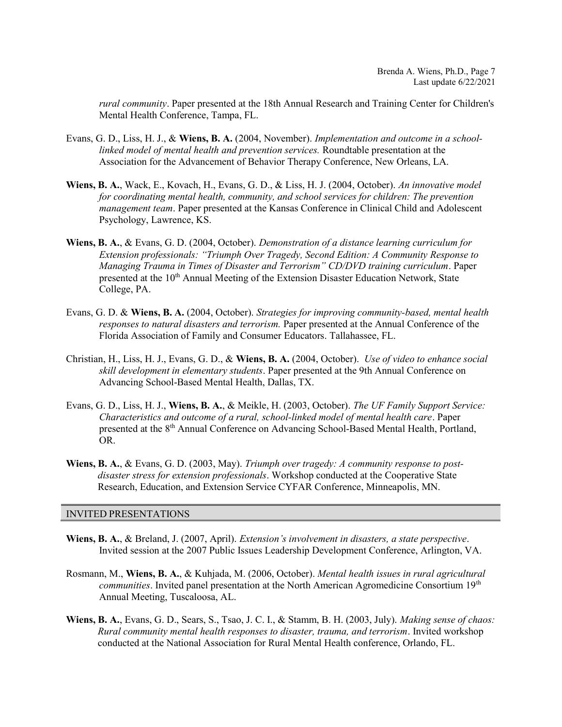*rural community*. Paper presented at the 18th Annual Research and Training Center for Children's Mental Health Conference, Tampa, FL.

Evans, G. D., Liss, H. J., & **Wiens, B. A.** (2004, November). *Implementation and outcome in a school-linked model of mental health and prevention services.* Roundtable presentation at the Association for the Advancement of Behavior Therapy Conference, New Orleans, LA.

**Wiens, B. A.**, Wack, E., Kovach, H., Evans, G. D., & Liss, H. J. (2004, October). *An innovative model for coordinating mental health, community, and school services for children: The prevention management team*. Paper presented at the Kansas Conference in Clinical Child and Adolescent Psychology, Lawrence, KS.

**Wiens, B. A.**, & Evans, G. D. (2004, October). *Demonstration of a distance learning curriculum for Extension professionals: "Triumph Over Tragedy, Second Edition: A Community Response to Managing Trauma in Times of Disaster and Terrorism" CD/DVD training curriculum*. Paper presented at the 10th Annual Meeting of the Extension Disaster Education Network, State College, PA.

Evans, G. D. & **Wiens, B. A.** (2004, October). *Strategies for improving community-based, mental health responses to natural disasters and terrorism.* Paper presented at the Annual Conference of the Florida Association of Family and Consumer Educators. Tallahassee, FL.

Christian, H., Liss, H. J., Evans, G. D., & **Wiens, B. A.** (2004, October). *Use of video to enhance social skill development in elementary students*. Paper presented at the 9th Annual Conference on Advancing School-Based Mental Health, Dallas, TX.

Evans, G. D., Liss, H. J., **Wiens, B. A.**, & Meikle, H. (2003, October). *The UF Family Support Service: Characteristics and outcome of a rural, school-linked model of mental health care*. Paper presented at the 8th Annual Conference on Advancing School-Based Mental Health, Portland, OR.

**Wiens, B. A.**, & Evans, G. D. (2003, May). *Triumph over tragedy: A community response to post-disaster stress for extension professionals*. Workshop conducted at the Cooperative State Research, Education, and Extension Service CYFAR Conference, Minneapolis, MN.

## INVITED PRESENTATIONS

**Wiens, B. A.**, & Breland, J. (2007, April). *Extension's involvement in disasters, a state perspective*. Invited session at the 2007 Public Issues Leadership Development Conference, Arlington, VA.

Rosmann, M., **Wiens, B. A.**, & Kuhjada, M. (2006, October). *Mental health issues in rural agricultural communities*. Invited panel presentation at the North American Agromedicine Consortium 19th Annual Meeting, Tuscaloosa, AL.

**Wiens, B. A.**, Evans, G. D., Sears, S., Tsao, J. C. I., & Stamm, B. H. (2003, July). *Making sense of chaos: Rural community mental health responses to disaster, trauma, and terrorism*. Invited workshop conducted at the National Association for Rural Mental Health conference, Orlando, FL.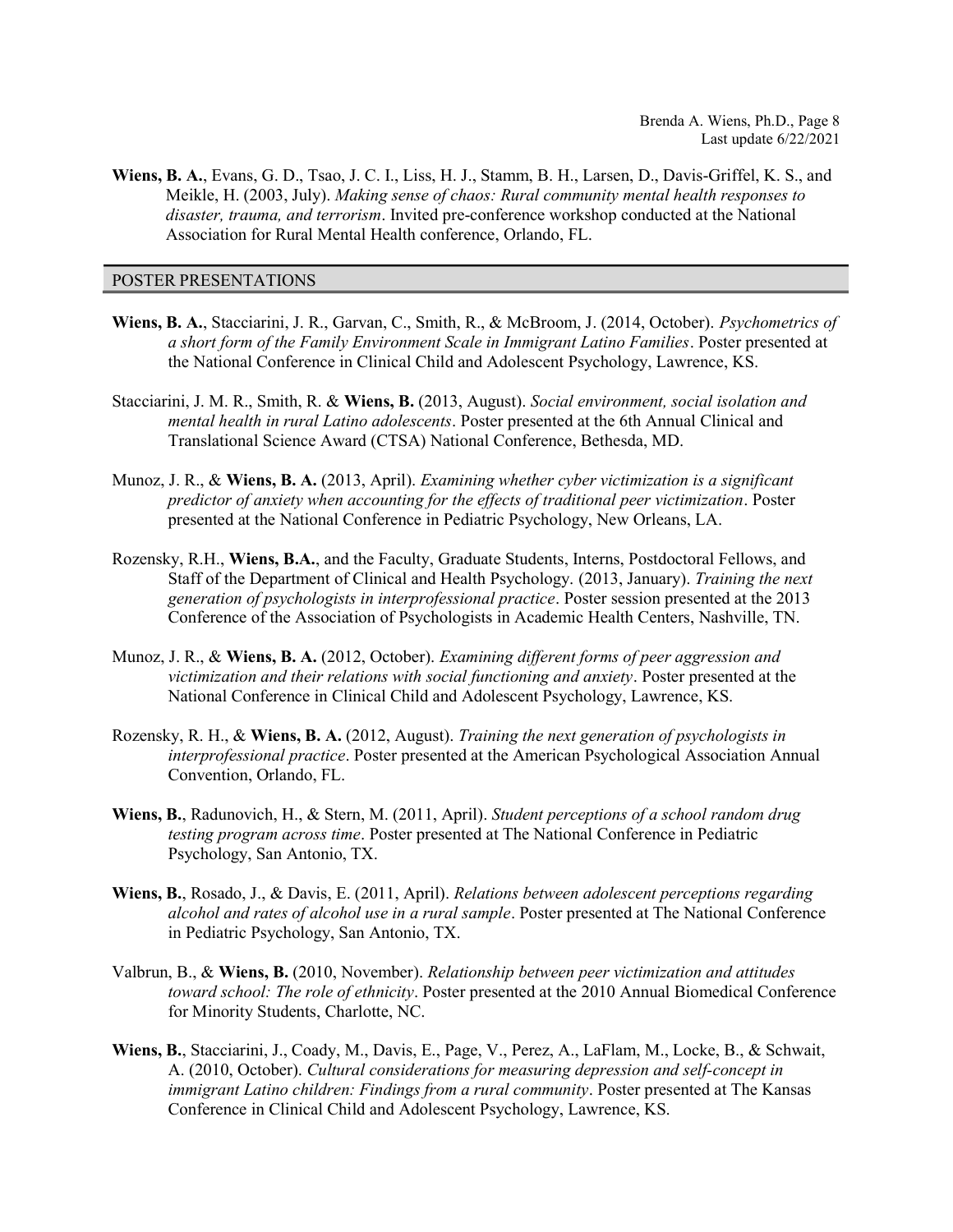**Wiens, B. A.**, Evans, G. D., Tsao, J. C. I., Liss, H. J., Stamm, B. H., Larsen, D., Davis-Griffel, K. S., and Meikle, H. (2003, July). *Making sense of chaos: Rural community mental health responses to disaster, trauma, and terrorism*. Invited pre-conference workshop conducted at the National Association for Rural Mental Health conference, Orlando, FL.

## POSTER PRESENTATIONS

**Wiens, B. A.**, Stacciarini, J. R., Garvan, C., Smith, R., & McBroom, J. (2014, October). *Psychometrics of a short form of the Family Environment Scale in Immigrant Latino Families*. Poster presented at the National Conference in Clinical Child and Adolescent Psychology, Lawrence, KS.

Stacciarini, J. M. R., Smith, R. & **Wiens, B.** (2013, August). *Social environment, social isolation and mental health in rural Latino adolescents*. Poster presented at the 6th Annual Clinical and Translational Science Award (CTSA) National Conference, Bethesda, MD.

Munoz, J. R., & **Wiens, B. A.** (2013, April). *Examining whether cyber victimization is a significant predictor of anxiety when accounting for the effects of traditional peer victimization*. Poster presented at the National Conference in Pediatric Psychology, New Orleans, LA.

Rozensky, R.H., **Wiens, B.A.**, and the Faculty, Graduate Students, Interns, Postdoctoral Fellows, and Staff of the Department of Clinical and Health Psychology. (2013, January). *Training the next generation of psychologists in interprofessional practice*. Poster session presented at the 2013 Conference of the Association of Psychologists in Academic Health Centers, Nashville, TN.

Munoz, J. R., & **Wiens, B. A.** (2012, October). *Examining different forms of peer aggression and victimization and their relations with social functioning and anxiety*. Poster presented at the National Conference in Clinical Child and Adolescent Psychology, Lawrence, KS.

Rozensky, R. H., & **Wiens, B. A.** (2012, August). *Training the next generation of psychologists in interprofessional practice*. Poster presented at the American Psychological Association Annual Convention, Orlando, FL.

**Wiens, B.**, Radunovich, H., & Stern, M. (2011, April). *Student perceptions of a school random drug testing program across time*. Poster presented at The National Conference in Pediatric Psychology, San Antonio, TX.

**Wiens, B.**, Rosado, J., & Davis, E. (2011, April). *Relations between adolescent perceptions regarding alcohol and rates of alcohol use in a rural sample*. Poster presented at The National Conference in Pediatric Psychology, San Antonio, TX.

Valbrun, B., & **Wiens, B.** (2010, November). *Relationship between peer victimization and attitudes toward school: The role of ethnicity*. Poster presented at the 2010 Annual Biomedical Conference for Minority Students, Charlotte, NC.

**Wiens, B.**, Stacciarini, J., Coady, M., Davis, E., Page, V., Perez, A., LaFlam, M., Locke, B., & Schwait, A. (2010, October). *Cultural considerations for measuring depression and self-concept in immigrant Latino children: Findings from a rural community*. Poster presented at The Kansas Conference in Clinical Child and Adolescent Psychology, Lawrence, KS.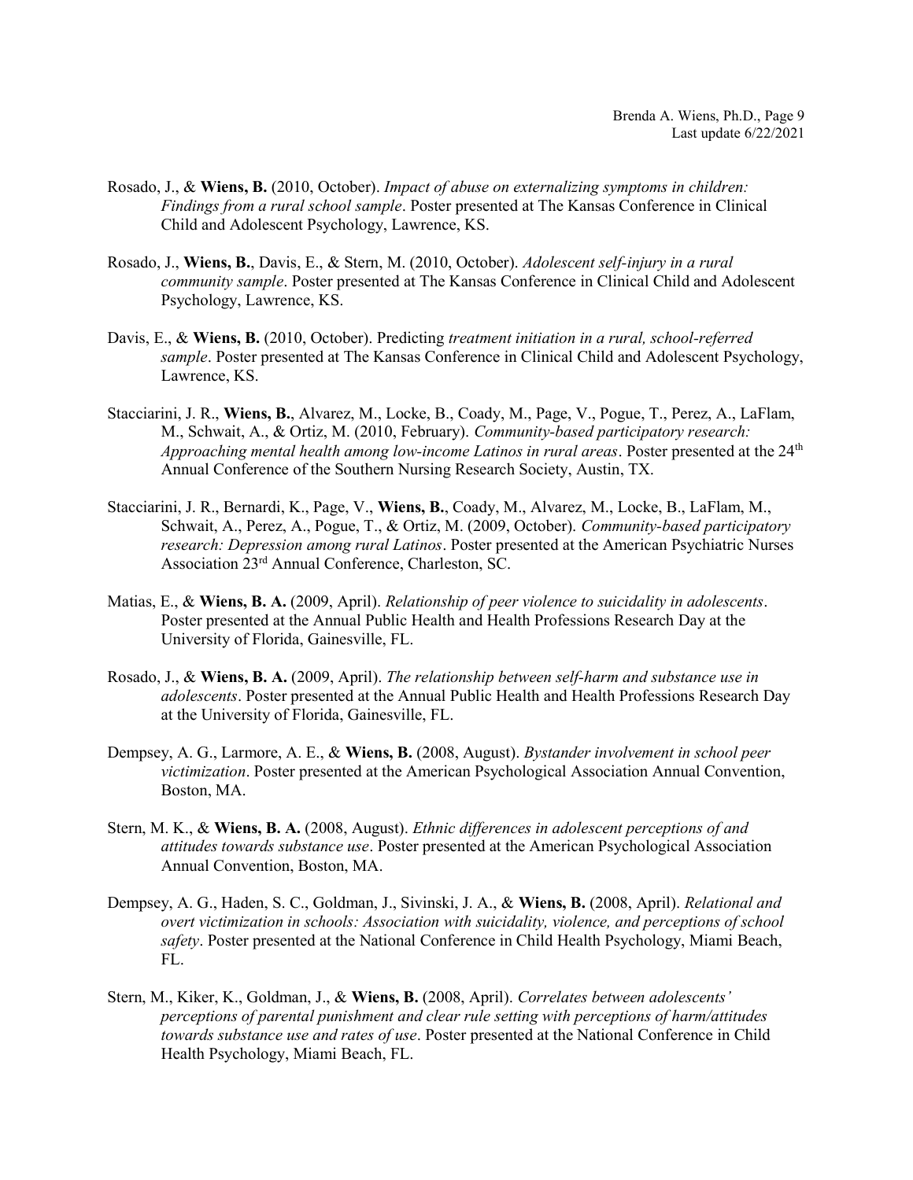Rosado, J., & **Wiens, B.** (2010, October). *Impact of abuse on externalizing symptoms in children: Findings from a rural school sample*. Poster presented at The Kansas Conference in Clinical Child and Adolescent Psychology, Lawrence, KS.

Rosado, J., **Wiens, B.**, Davis, E., & Stern, M. (2010, October). *Adolescent self-injury in a rural community sample*. Poster presented at The Kansas Conference in Clinical Child and Adolescent Psychology, Lawrence, KS.

Davis, E., & **Wiens, B.** (2010, October). Predicting *treatment initiation in a rural, school-referred sample*. Poster presented at The Kansas Conference in Clinical Child and Adolescent Psychology, Lawrence, KS.

Stacciarini, J. R., **Wiens, B.**, Alvarez, M., Locke, B., Coady, M., Page, V., Pogue, T., Perez, A., LaFlam, M., Schwait, A., & Ortiz, M. (2010, February). *Community-based participatory research: Approaching mental health among low-income Latinos in rural areas*. Poster presented at the 24th Annual Conference of the Southern Nursing Research Society, Austin, TX.

Stacciarini, J. R., Bernardi, K., Page, V., **Wiens, B.**, Coady, M., Alvarez, M., Locke, B., LaFlam, M., Schwait, A., Perez, A., Pogue, T., & Ortiz, M. (2009, October). *Community-based participatory research: Depression among rural Latinos*. Poster presented at the American Psychiatric Nurses Association 23rd Annual Conference, Charleston, SC.

Matias, E., & **Wiens, B. A.** (2009, April). *Relationship of peer violence to suicidality in adolescents*. Poster presented at the Annual Public Health and Health Professions Research Day at the University of Florida, Gainesville, FL.

Rosado, J., & **Wiens, B. A.** (2009, April). *The relationship between self-harm and substance use in adolescents*. Poster presented at the Annual Public Health and Health Professions Research Day at the University of Florida, Gainesville, FL.

Dempsey, A. G., Larmore, A. E., & **Wiens, B.** (2008, August). *Bystander involvement in school peer victimization*. Poster presented at the American Psychological Association Annual Convention, Boston, MA.

Stern, M. K., & **Wiens, B. A.** (2008, August). *Ethnic differences in adolescent perceptions of and attitudes towards substance use*. Poster presented at the American Psychological Association Annual Convention, Boston, MA.

Dempsey, A. G., Haden, S. C., Goldman, J., Sivinski, J. A., & **Wiens, B.** (2008, April). *Relational and overt victimization in schools: Association with suicidality, violence, and perceptions of school safety*. Poster presented at the National Conference in Child Health Psychology, Miami Beach, FL.

Stern, M., Kiker, K., Goldman, J., & **Wiens, B.** (2008, April). *Correlates between adolescents' perceptions of parental punishment and clear rule setting with perceptions of harm/attitudes towards substance use and rates of use*. Poster presented at the National Conference in Child Health Psychology, Miami Beach, FL.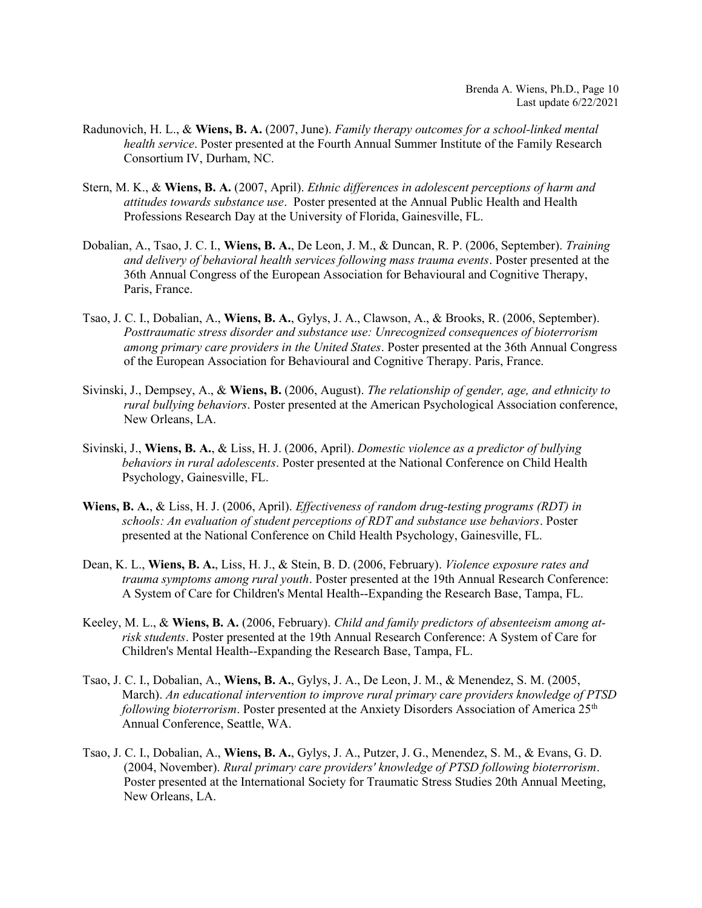Radunovich, H. L., & **Wiens, B. A.** (2007, June). *Family therapy outcomes for a school-linked mental health service*. Poster presented at the Fourth Annual Summer Institute of the Family Research Consortium IV, Durham, NC.

Stern, M. K., & **Wiens, B. A.** (2007, April). *Ethnic differences in adolescent perceptions of harm and attitudes towards substance use*. Poster presented at the Annual Public Health and Health Professions Research Day at the University of Florida, Gainesville, FL.

Dobalian, A., Tsao, J. C. I., **Wiens, B. A.**, De Leon, J. M., & Duncan, R. P. (2006, September). *Training and delivery of behavioral health services following mass trauma events*. Poster presented at the 36th Annual Congress of the European Association for Behavioural and Cognitive Therapy, Paris, France.

Tsao, J. C. I., Dobalian, A., **Wiens, B. A.**, Gylys, J. A., Clawson, A., & Brooks, R. (2006, September). *Posttraumatic stress disorder and substance use: Unrecognized consequences of bioterrorism among primary care providers in the United States*. Poster presented at the 36th Annual Congress of the European Association for Behavioural and Cognitive Therapy. Paris, France.

Sivinski, J., Dempsey, A., & **Wiens, B.** (2006, August). *The relationship of gender, age, and ethnicity to rural bullying behaviors*. Poster presented at the American Psychological Association conference, New Orleans, LA.

Sivinski, J., **Wiens, B. A.**, & Liss, H. J. (2006, April). *Domestic violence as a predictor of bullying behaviors in rural adolescents*. Poster presented at the National Conference on Child Health Psychology, Gainesville, FL.

**Wiens, B. A.**, & Liss, H. J. (2006, April). *Effectiveness of random drug-testing programs (RDT) in schools: An evaluation of student perceptions of RDT and substance use behaviors*. Poster presented at the National Conference on Child Health Psychology, Gainesville, FL.

Dean, K. L., **Wiens, B. A.**, Liss, H. J., & Stein, B. D. (2006, February). *Violence exposure rates and trauma symptoms among rural youth*. Poster presented at the 19th Annual Research Conference: A System of Care for Children's Mental Health--Expanding the Research Base, Tampa, FL.

Keeley, M. L., & **Wiens, B. A.** (2006, February). *Child and family predictors of absenteeism among at-risk students*. Poster presented at the 19th Annual Research Conference: A System of Care for Children's Mental Health--Expanding the Research Base, Tampa, FL.

Tsao, J. C. I., Dobalian, A., **Wiens, B. A.**, Gylys, J. A., De Leon, J. M., & Menendez, S. M. (2005, March). *An educational intervention to improve rural primary care providers knowledge of PTSD following bioterrorism*. Poster presented at the Anxiety Disorders Association of America 25th Annual Conference, Seattle, WA.

Tsao, J. C. I., Dobalian, A., **Wiens, B. A.**, Gylys, J. A., Putzer, J. G., Menendez, S. M., & Evans, G. D. (2004, November). *Rural primary care providers' knowledge of PTSD following bioterrorism*. Poster presented at the International Society for Traumatic Stress Studies 20th Annual Meeting, New Orleans, LA.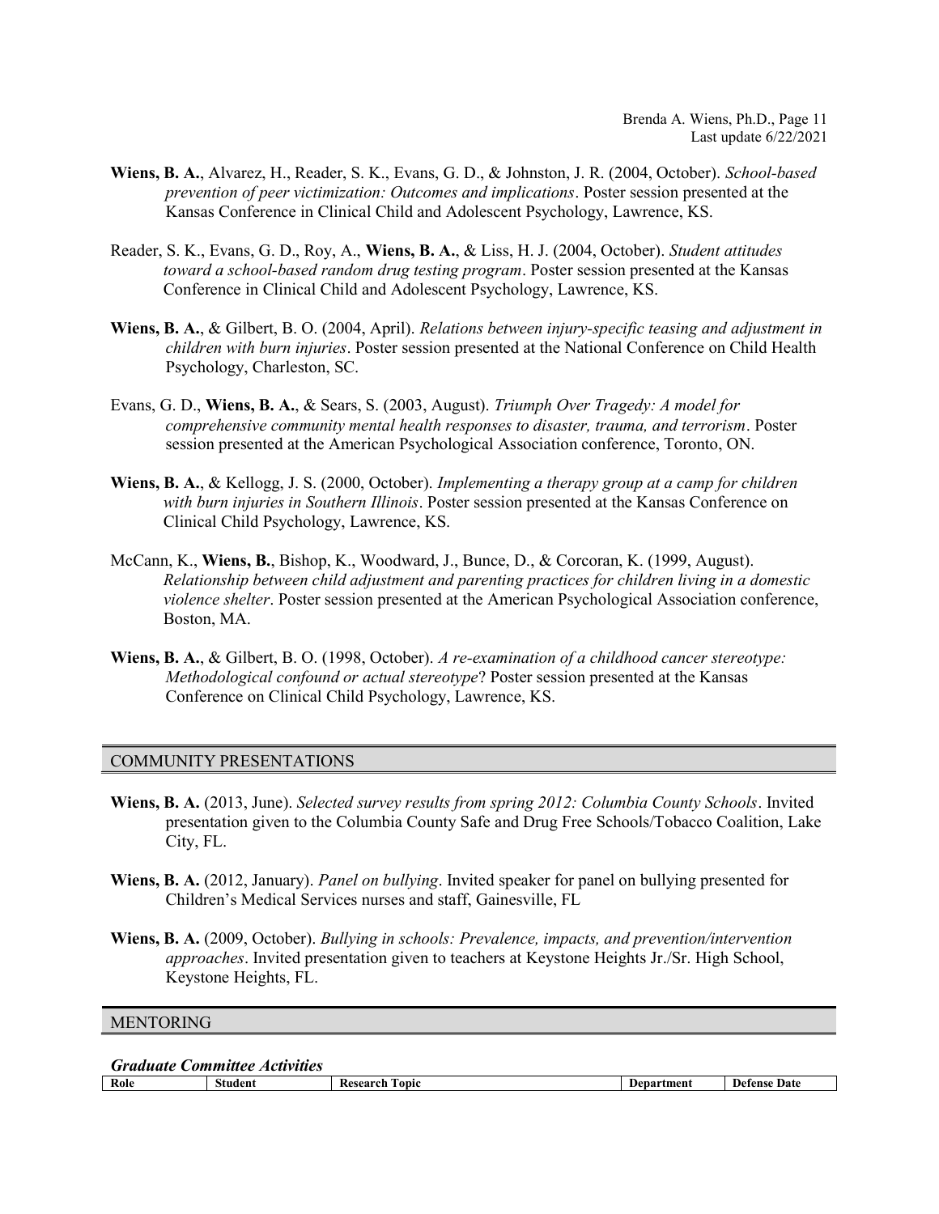**Wiens, B. A.**, Alvarez, H., Reader, S. K., Evans, G. D., & Johnston, J. R. (2004, October). *School-based prevention of peer victimization: Outcomes and implications*. Poster session presented at the Kansas Conference in Clinical Child and Adolescent Psychology, Lawrence, KS.

Reader, S. K., Evans, G. D., Roy, A., **Wiens, B. A.**, & Liss, H. J. (2004, October). *Student attitudes toward a school-based random drug testing program*. Poster session presented at the Kansas Conference in Clinical Child and Adolescent Psychology, Lawrence, KS.

**Wiens, B. A.**, & Gilbert, B. O. (2004, April). *Relations between injury-specific teasing and adjustment in children with burn injuries*. Poster session presented at the National Conference on Child Health Psychology, Charleston, SC.

Evans, G. D., **Wiens, B. A.**, & Sears, S. (2003, August). *Triumph Over Tragedy: A model for comprehensive community mental health responses to disaster, trauma, and terrorism*. Poster session presented at the American Psychological Association conference, Toronto, ON.

**Wiens, B. A.**, & Kellogg, J. S. (2000, October). *Implementing a therapy group at a camp for children with burn injuries in Southern Illinois*. Poster session presented at the Kansas Conference on Clinical Child Psychology, Lawrence, KS.

McCann, K., **Wiens, B.**, Bishop, K., Woodward, J., Bunce, D., & Corcoran, K. (1999, August). *Relationship between child adjustment and parenting practices for children living in a domestic violence shelter*. Poster session presented at the American Psychological Association conference, Boston, MA.

**Wiens, B. A.**, & Gilbert, B. O. (1998, October). *A re-examination of a childhood cancer stereotype: Methodological confound or actual stereotype*? Poster session presented at the Kansas Conference on Clinical Child Psychology, Lawrence, KS.

## COMMUNITY PRESENTATIONS

**Wiens, B. A.** (2013, June). *Selected survey results from spring 2012: Columbia County Schools*. Invited presentation given to the Columbia County Safe and Drug Free Schools/Tobacco Coalition, Lake City, FL.

**Wiens, B. A.** (2012, January). *Panel on bullying*. Invited speaker for panel on bullying presented for Children's Medical Services nurses and staff, Gainesville, FL

**Wiens, B. A.** (2009, October). *Bullying in schools: Prevalence, impacts, and prevention/intervention approaches*. Invited presentation given to teachers at Keystone Heights Jr./Sr. High School, Keystone Heights, FL.

## MENTORING

### *Graduate Committee Activities*

| Role | Student | Research Topic | Department | Defense Date |
|---|---|---|---|---|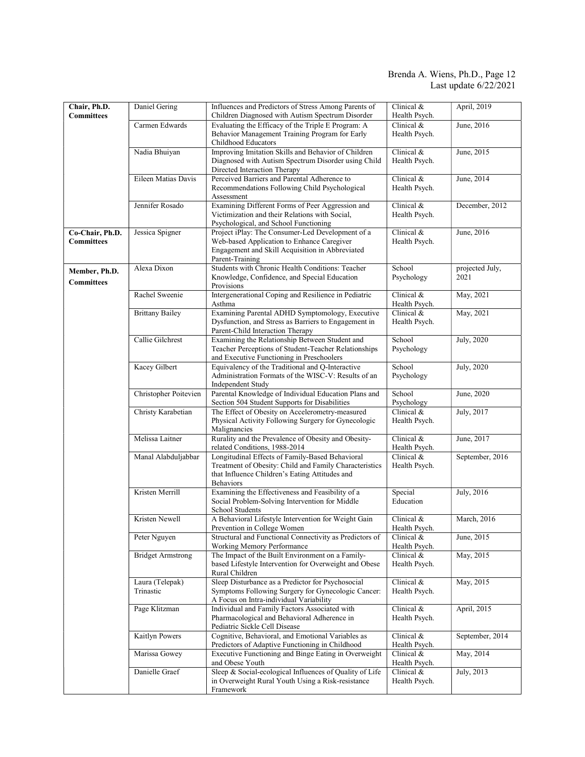| | | | | |
|---|---|---|---|---|
| **Chair, Ph.D. Committees** | Daniel Gering | Influences and Predictors of Stress Among Parents of Children Diagnosed with Autism Spectrum Disorder | Clinical & Health Psych. | April, 2019 |
| | Carmen Edwards | Evaluating the Efficacy of the Triple E Program: A Behavior Management Training Program for Early Childhood Educators | Clinical & Health Psych. | June, 2016 |
| | Nadia Bhuiyan | Improving Imitation Skills and Behavior of Children Diagnosed with Autism Spectrum Disorder using Child Directed Interaction Therapy | Clinical & Health Psych. | June, 2015 |
| | Eileen Matias Davis | Perceived Barriers and Parental Adherence to Recommendations Following Child Psychological Assessment | Clinical & Health Psych. | June, 2014 |
| | Jennifer Rosado | Examining Different Forms of Peer Aggression and Victimization and their Relations with Social, Psychological, and School Functioning | Clinical & Health Psych. | December, 2012 |
| **Co-Chair, Ph.D. Committees** | Jessica Spigner | Project iPlay: The Consumer-Led Development of a Web-based Application to Enhance Caregiver Engagement and Skill Acquisition in Abbreviated Parent-Training | Clinical & Health Psych. | June, 2016 |
| **Member, Ph.D. Committees** | Alexa Dixon | Students with Chronic Health Conditions: Teacher Knowledge, Confidence, and Special Education Provisions | School Psychology | projected July, 2021 |
| | Rachel Sweenie | Intergenerational Coping and Resilience in Pediatric Asthma | Clinical & Health Psych. | May, 2021 |
| | Brittany Bailey | Examining Parental ADHD Symptomology, Executive Dysfunction, and Stress as Barriers to Engagement in Parent-Child Interaction Therapy | Clinical & Health Psych. | May, 2021 |
| | Callie Gilchrest | Examining the Relationship Between Student and Teacher Perceptions of Student-Teacher Relationships and Executive Functioning in Preschoolers | School Psychology | July, 2020 |
| | Kacey Gilbert | Equivalency of the Traditional and Q-Interactive Administration Formats of the WISC-V: Results of an Independent Study | School Psychology | July, 2020 |
| | Christopher Poitevien | Parental Knowledge of Individual Education Plans and Section 504 Student Supports for Disabilities | School Psychology | June, 2020 |
| | Christy Karabetian | The Effect of Obesity on Accelerometry-measured Physical Activity Following Surgery for Gynecologic Malignancies | Clinical & Health Psych. | July, 2017 |
| | Melissa Laitner | Rurality and the Prevalence of Obesity and Obesity-related Conditions, 1988-2014 | Clinical & Health Psych. | June, 2017 |
| | Manal Alabduljabbar | Longitudinal Effects of Family-Based Behavioral Treatment of Obesity: Child and Family Characteristics that Influence Children's Eating Attitudes and Behaviors | Clinical & Health Psych. | September, 2016 |
| | Kristen Merrill | Examining the Effectiveness and Feasibility of a Social Problem-Solving Intervention for Middle School Students | Special Education | July, 2016 |
| | Kristen Newell | A Behavioral Lifestyle Intervention for Weight Gain Prevention in College Women | Clinical & Health Psych. | March, 2016 |
| | Peter Nguyen | Structural and Functional Connectivity as Predictors of Working Memory Performance | Clinical & Health Psych. | June, 2015 |
| | Bridget Armstrong | The Impact of the Built Environment on a Family-based Lifestyle Intervention for Overweight and Obese Rural Children | Clinical & Health Psych. | May, 2015 |
| | Laura (Telepak) Trinastic | Sleep Disturbance as a Predictor for Psychosocial Symptoms Following Surgery for Gynecologic Cancer: A Focus on Intra-individual Variability | Clinical & Health Psych. | May, 2015 |
| | Page Klitzman | Individual and Family Factors Associated with Pharmacological and Behavioral Adherence in Pediatric Sickle Cell Disease | Clinical & Health Psych. | April, 2015 |
| | Kaitlyn Powers | Cognitive, Behavioral, and Emotional Variables as Predictors of Adaptive Functioning in Childhood | Clinical & Health Psych. | September, 2014 |
| | Marissa Gowey | Executive Functioning and Binge Eating in Overweight and Obese Youth | Clinical & Health Psych. | May, 2014 |
| | Danielle Graef | Sleep & Social-ecological Influences of Quality of Life in Overweight Rural Youth Using a Risk-resistance Framework | Clinical & Health Psych. | July, 2013 |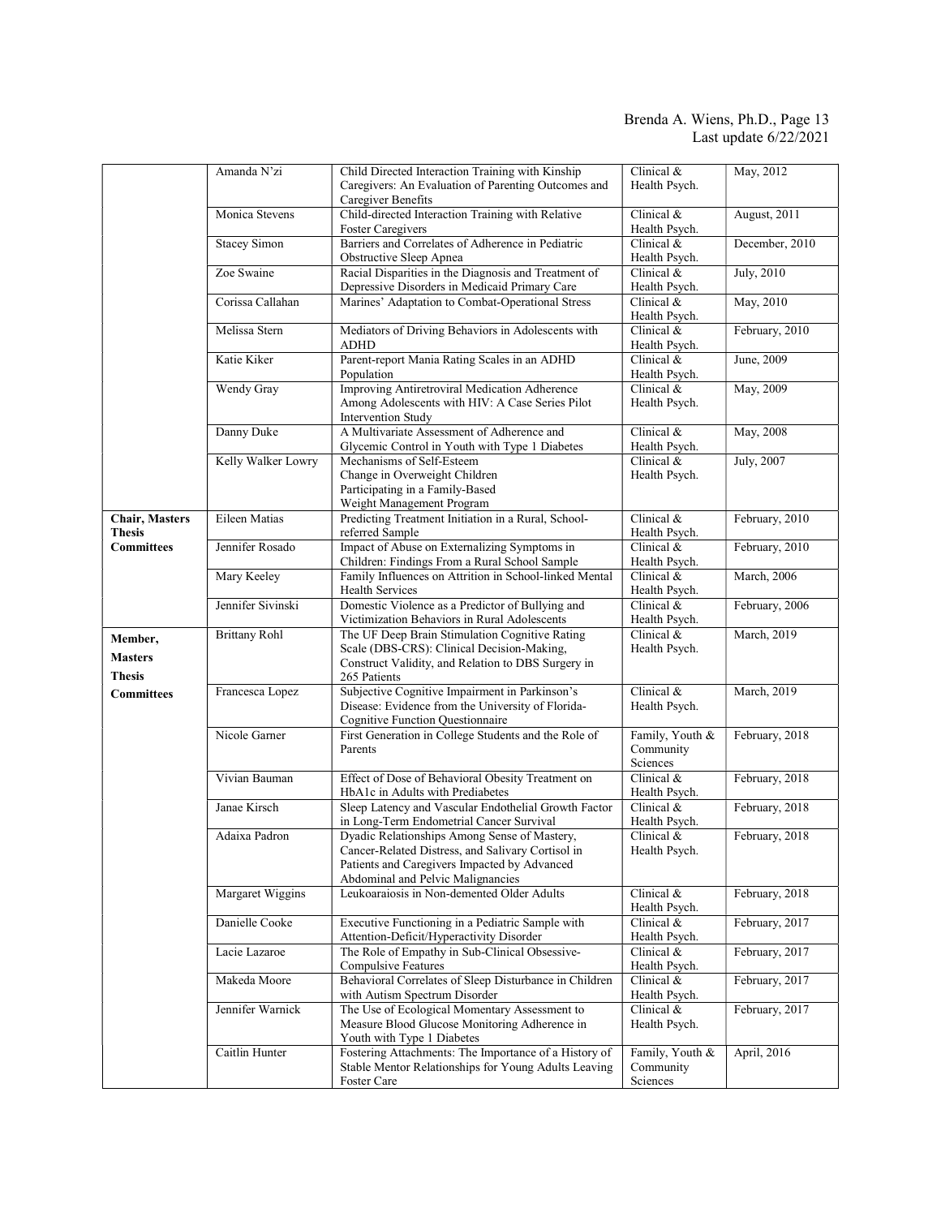| | | | | |
|---|---|---|---|---|
| | Amanda N'zi | Child Directed Interaction Training with Kinship Caregivers: An Evaluation of Parenting Outcomes and Caregiver Benefits | Clinical & Health Psych. | May, 2012 |
| | Monica Stevens | Child-directed Interaction Training with Relative Foster Caregivers | Clinical & Health Psych. | August, 2011 |
| | Stacey Simon | Barriers and Correlates of Adherence in Pediatric Obstructive Sleep Apnea | Clinical & Health Psych. | December, 2010 |
| | Zoe Swaine | Racial Disparities in the Diagnosis and Treatment of Depressive Disorders in Medicaid Primary Care | Clinical & Health Psych. | July, 2010 |
| | Corissa Callahan | Marines' Adaptation to Combat-Operational Stress | Clinical & Health Psych. | May, 2010 |
| | Melissa Stern | Mediators of Driving Behaviors in Adolescents with ADHD | Clinical & Health Psych. | February, 2010 |
| | Katie Kiker | Parent-report Mania Rating Scales in an ADHD Population | Clinical & Health Psych. | June, 2009 |
| | Wendy Gray | Improving Antiretroviral Medication Adherence Among Adolescents with HIV: A Case Series Pilot Intervention Study | Clinical & Health Psych. | May, 2009 |
| | Danny Duke | A Multivariate Assessment of Adherence and Glycemic Control in Youth with Type 1 Diabetes | Clinical & Health Psych. | May, 2008 |
| | Kelly Walker Lowry | Mechanisms of Self-Esteem Change in Overweight Children Participating in a Family-Based Weight Management Program | Clinical & Health Psych. | July, 2007 |
| **Chair, Masters Thesis Committees** | Eileen Matias | Predicting Treatment Initiation in a Rural, School-referred Sample | Clinical & Health Psych. | February, 2010 |
| | Jennifer Rosado | Impact of Abuse on Externalizing Symptoms in Children: Findings From a Rural School Sample | Clinical & Health Psych. | February, 2010 |
| | Mary Keeley | Family Influences on Attrition in School-linked Mental Health Services | Clinical & Health Psych. | March, 2006 |
| | Jennifer Sivinski | Domestic Violence as a Predictor of Bullying and Victimization Behaviors in Rural Adolescents | Clinical & Health Psych. | February, 2006 |
| **Member, Masters Thesis Committees** | Brittany Rohl | The UF Deep Brain Stimulation Cognitive Rating Scale (DBS-CRS): Clinical Decision-Making, Construct Validity, and Relation to DBS Surgery in 265 Patients | Clinical & Health Psych. | March, 2019 |
| | Francesca Lopez | Subjective Cognitive Impairment in Parkinson's Disease: Evidence from the University of Florida-Cognitive Function Questionnaire | Clinical & Health Psych. | March, 2019 |
| | Nicole Garner | First Generation in College Students and the Role of Parents | Family, Youth & Community Sciences | February, 2018 |
| | Vivian Bauman | Effect of Dose of Behavioral Obesity Treatment on HbA1c in Adults with Prediabetes | Clinical & Health Psych. | February, 2018 |
| | Janae Kirsch | Sleep Latency and Vascular Endothelial Growth Factor in Long-Term Endometrial Cancer Survival | Clinical & Health Psych. | February, 2018 |
| | Adaixa Padron | Dyadic Relationships Among Sense of Mastery, Cancer-Related Distress, and Salivary Cortisol in Patients and Caregivers Impacted by Advanced Abdominal and Pelvic Malignancies | Clinical & Health Psych. | February, 2018 |
| | Margaret Wiggins | Leukoaraiosis in Non-demented Older Adults | Clinical & Health Psych. | February, 2018 |
| | Danielle Cooke | Executive Functioning in a Pediatric Sample with Attention-Deficit/Hyperactivity Disorder | Clinical & Health Psych. | February, 2017 |
| | Lacie Lazaroe | The Role of Empathy in Sub-Clinical Obsessive-Compulsive Features | Clinical & Health Psych. | February, 2017 |
| | Makeda Moore | Behavioral Correlates of Sleep Disturbance in Children with Autism Spectrum Disorder | Clinical & Health Psych. | February, 2017 |
| | Jennifer Warnick | The Use of Ecological Momentary Assessment to Measure Blood Glucose Monitoring Adherence in Youth with Type 1 Diabetes | Clinical & Health Psych. | February, 2017 |
| | Caitlin Hunter | Fostering Attachments: The Importance of a History of Stable Mentor Relationships for Young Adults Leaving Foster Care | Family, Youth & Community Sciences | April, 2016 |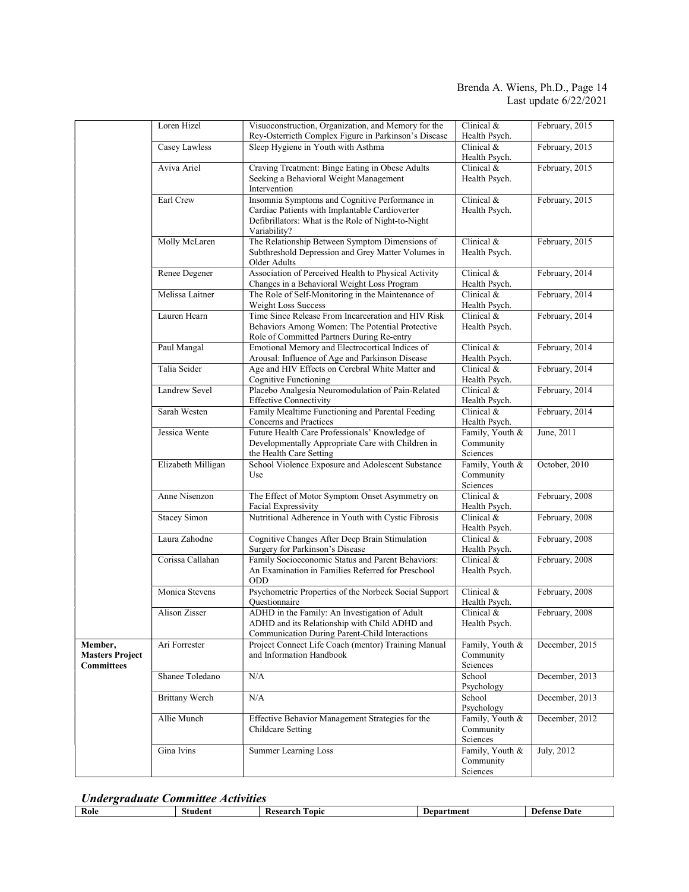| | | | | |
|---|---|---|---|---|
| | Loren Hizel | Visuoconstruction, Organization, and Memory for the Rey-Osterrieth Complex Figure in Parkinson's Disease | Clinical & Health Psych. | February, 2015 |
| | Casey Lawless | Sleep Hygiene in Youth with Asthma | Clinical & Health Psych. | February, 2015 |
| | Aviva Ariel | Craving Treatment: Binge Eating in Obese Adults Seeking a Behavioral Weight Management Intervention | Clinical & Health Psych. | February, 2015 |
| | Earl Crew | Insomnia Symptoms and Cognitive Performance in Cardiac Patients with Implantable Cardioverter Defibrillators: What is the Role of Night-to-Night Variability? | Clinical & Health Psych. | February, 2015 |
| | Molly McLaren | The Relationship Between Symptom Dimensions of Subthreshold Depression and Grey Matter Volumes in Older Adults | Clinical & Health Psych. | February, 2015 |
| | Renee Degener | Association of Perceived Health to Physical Activity Changes in a Behavioral Weight Loss Program | Clinical & Health Psych. | February, 2014 |
| | Melissa Laitner | The Role of Self-Monitoring in the Maintenance of Weight Loss Success | Clinical & Health Psych. | February, 2014 |
| | Lauren Hearn | Time Since Release From Incarceration and HIV Risk Behaviors Among Women: The Potential Protective Role of Committed Partners During Re-entry | Clinical & Health Psych. | February, 2014 |
| | Paul Mangal | Emotional Memory and Electrocortical Indices of Arousal: Influence of Age and Parkinson Disease | Clinical & Health Psych. | February, 2014 |
| | Talia Seider | Age and HIV Effects on Cerebral White Matter and Cognitive Functioning | Clinical & Health Psych. | February, 2014 |
| | Landrew Sevel | Placebo Analgesia Neuromodulation of Pain-Related Effective Connectivity | Clinical & Health Psych. | February, 2014 |
| | Sarah Westen | Family Mealtime Functioning and Parental Feeding Concerns and Practices | Clinical & Health Psych. | February, 2014 |
| | Jessica Wente | Future Health Care Professionals' Knowledge of Developmentally Appropriate Care with Children in the Health Care Setting | Family, Youth & Community Sciences | June, 2011 |
| | Elizabeth Milligan | School Violence Exposure and Adolescent Substance Use | Family, Youth & Community Sciences | October, 2010 |
| | Anne Nisenzon | The Effect of Motor Symptom Onset Asymmetry on Facial Expressivity | Clinical & Health Psych. | February, 2008 |
| | Stacey Simon | Nutritional Adherence in Youth with Cystic Fibrosis | Clinical & Health Psych. | February, 2008 |
| | Laura Zahodne | Cognitive Changes After Deep Brain Stimulation Surgery for Parkinson's Disease | Clinical & Health Psych. | February, 2008 |
| | Corissa Callahan | Family Socioeconomic Status and Parent Behaviors: An Examination in Families Referred for Preschool ODD | Clinical & Health Psych. | February, 2008 |
| | Monica Stevens | Psychometric Properties of the Norbeck Social Support Questionnaire | Clinical & Health Psych. | February, 2008 |
| | Alison Zisser | ADHD in the Family: An Investigation of Adult ADHD and its Relationship with Child ADHD and Communication During Parent-Child Interactions | Clinical & Health Psych. | February, 2008 |
| **Member, Masters Project Committees** | Ari Forrester | Project Connect Life Coach (mentor) Training Manual and Information Handbook | Family, Youth & Community Sciences | December, 2015 |
| | Shanee Toledano | N/A | School Psychology | December, 2013 |
| | Brittany Werch | N/A | School Psychology | December, 2013 |
| | Allie Munch | Effective Behavior Management Strategies for the Childcare Setting | Family, Youth & Community Sciences | December, 2012 |
| | Gina Ivins | Summer Learning Loss | Family, Youth & Community Sciences | July, 2012 |

### *Undergraduate Committee Activities*

| Role | Student | Research Topic | Department | Defense Date |
|---|---|---|---|---|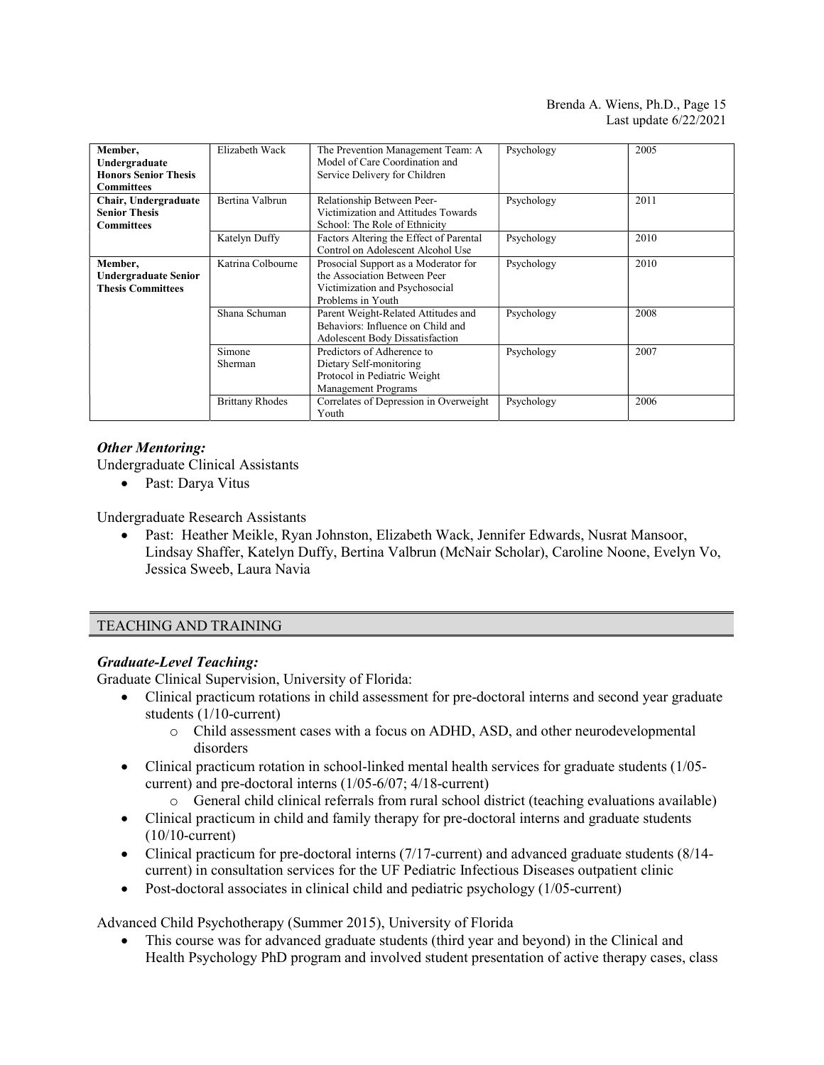| | | | | |
|---|---|---|---|---|
| **Member, Undergraduate Honors Senior Thesis Committees** | Elizabeth Wack | The Prevention Management Team: A Model of Care Coordination and Service Delivery for Children | Psychology | 2005 |
| **Chair, Undergraduate Senior Thesis Committees** | Bertina Valbrun | Relationship Between Peer-Victimization and Attitudes Towards School: The Role of Ethnicity | Psychology | 2011 |
| | Katelyn Duffy | Factors Altering the Effect of Parental Control on Adolescent Alcohol Use | Psychology | 2010 |
| **Member, Undergraduate Senior Thesis Committees** | Katrina Colbourne | Prosocial Support as a Moderator for the Association Between Peer Victimization and Psychosocial Problems in Youth | Psychology | 2010 |
| | Shana Schuman | Parent Weight-Related Attitudes and Behaviors: Influence on Child and Adolescent Body Dissatisfaction | Psychology | 2008 |
| | Simone Sherman | Predictors of Adherence to Dietary Self-monitoring Protocol in Pediatric Weight Management Programs | Psychology | 2007 |
| | Brittany Rhodes | Correlates of Depression in Overweight Youth | Psychology | 2006 |

### *Other Mentoring:*

Undergraduate Clinical Assistants

- Past: Darya Vitus

Undergraduate Research Assistants

- Past: Heather Meikle, Ryan Johnston, Elizabeth Wack, Jennifer Edwards, Nusrat Mansoor, Lindsay Shaffer, Katelyn Duffy, Bertina Valbrun (McNair Scholar), Caroline Noone, Evelyn Vo, Jessica Sweeb, Laura Navia

## TEACHING AND TRAINING

### *Graduate-Level Teaching:*

Graduate Clinical Supervision, University of Florida:

- Clinical practicum rotations in child assessment for pre-doctoral interns and second year graduate students (1/10-current)
    - Child assessment cases with a focus on ADHD, ASD, and other neurodevelopmental disorders
- Clinical practicum rotation in school-linked mental health services for graduate students (1/05-current) and pre-doctoral interns (1/05-6/07; 4/18-current)
    - General child clinical referrals from rural school district (teaching evaluations available)
- Clinical practicum in child and family therapy for pre-doctoral interns and graduate students (10/10-current)
- Clinical practicum for pre-doctoral interns (7/17-current) and advanced graduate students (8/14-current) in consultation services for the UF Pediatric Infectious Diseases outpatient clinic
- Post-doctoral associates in clinical child and pediatric psychology (1/05-current)

Advanced Child Psychotherapy (Summer 2015), University of Florida

- This course was for advanced graduate students (third year and beyond) in the Clinical and Health Psychology PhD program and involved student presentation of active therapy cases, class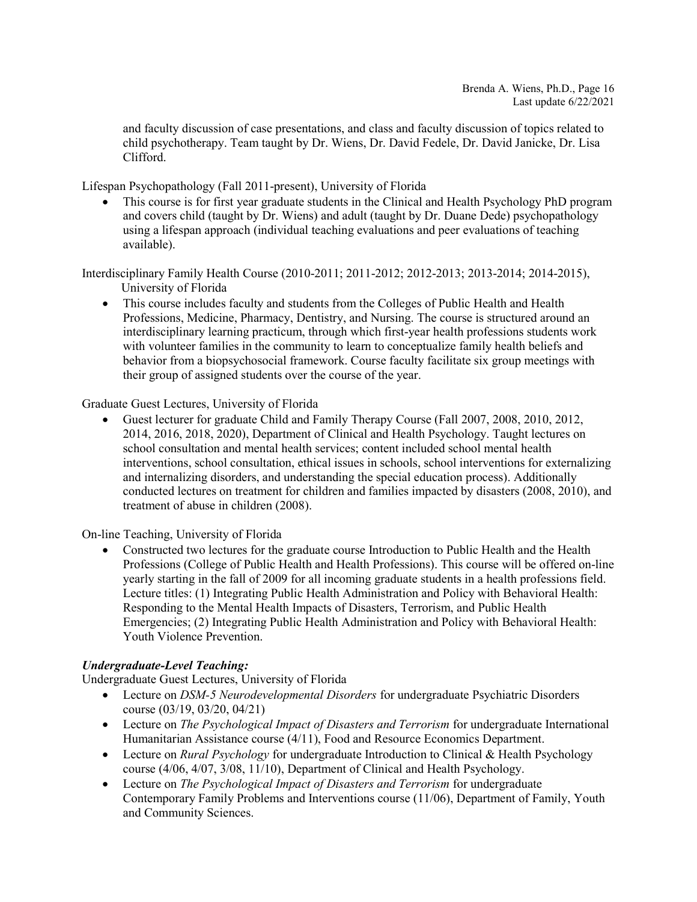and faculty discussion of case presentations, and class and faculty discussion of topics related to child psychotherapy. Team taught by Dr. Wiens, Dr. David Fedele, Dr. David Janicke, Dr. Lisa Clifford.

Lifespan Psychopathology (Fall 2011-present), University of Florida

- This course is for first year graduate students in the Clinical and Health Psychology PhD program and covers child (taught by Dr. Wiens) and adult (taught by Dr. Duane Dede) psychopathology using a lifespan approach (individual teaching evaluations and peer evaluations of teaching available).

Interdisciplinary Family Health Course (2010-2011; 2011-2012; 2012-2013; 2013-2014; 2014-2015), University of Florida

- This course includes faculty and students from the Colleges of Public Health and Health Professions, Medicine, Pharmacy, Dentistry, and Nursing. The course is structured around an interdisciplinary learning practicum, through which first-year health professions students work with volunteer families in the community to learn to conceptualize family health beliefs and behavior from a biopsychosocial framework. Course faculty facilitate six group meetings with their group of assigned students over the course of the year.

Graduate Guest Lectures, University of Florida

- Guest lecturer for graduate Child and Family Therapy Course (Fall 2007, 2008, 2010, 2012, 2014, 2016, 2018, 2020), Department of Clinical and Health Psychology. Taught lectures on school consultation and mental health services; content included school mental health interventions, school consultation, ethical issues in schools, school interventions for externalizing and internalizing disorders, and understanding the special education process). Additionally conducted lectures on treatment for children and families impacted by disasters (2008, 2010), and treatment of abuse in children (2008).

On-line Teaching, University of Florida

- Constructed two lectures for the graduate course Introduction to Public Health and the Health Professions (College of Public Health and Health Professions). This course will be offered on-line yearly starting in the fall of 2009 for all incoming graduate students in a health professions field. Lecture titles: (1) Integrating Public Health Administration and Policy with Behavioral Health: Responding to the Mental Health Impacts of Disasters, Terrorism, and Public Health Emergencies; (2) Integrating Public Health Administration and Policy with Behavioral Health: Youth Violence Prevention.

***Undergraduate-Level Teaching:***

Undergraduate Guest Lectures, University of Florida

- Lecture on *DSM-5 Neurodevelopmental Disorders* for undergraduate Psychiatric Disorders course (03/19, 03/20, 04/21)
- Lecture on *The Psychological Impact of Disasters and Terrorism* for undergraduate International Humanitarian Assistance course (4/11), Food and Resource Economics Department.
- Lecture on *Rural Psychology* for undergraduate Introduction to Clinical & Health Psychology course (4/06, 4/07, 3/08, 11/10), Department of Clinical and Health Psychology.
- Lecture on *The Psychological Impact of Disasters and Terrorism* for undergraduate Contemporary Family Problems and Interventions course (11/06), Department of Family, Youth and Community Sciences.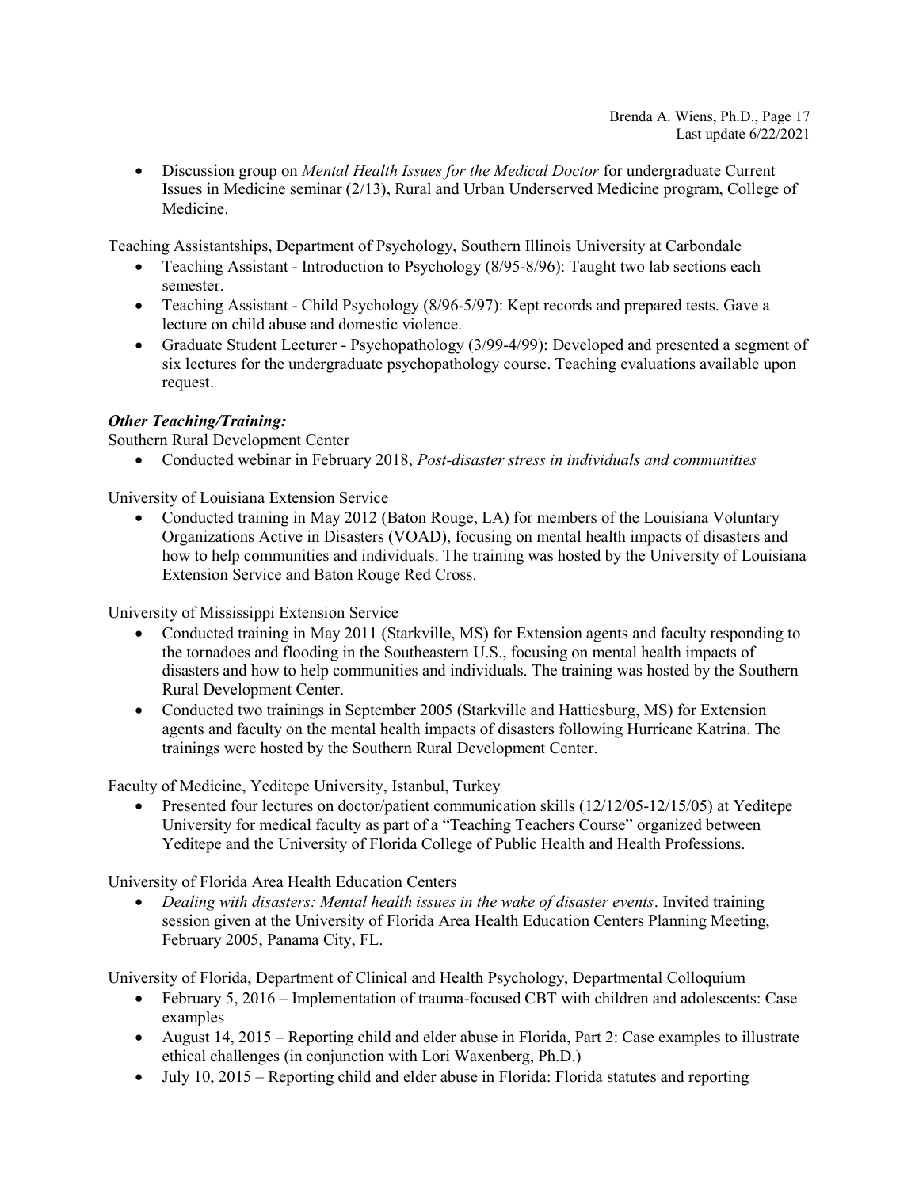- Discussion group on *Mental Health Issues for the Medical Doctor* for undergraduate Current Issues in Medicine seminar (2/13), Rural and Urban Underserved Medicine program, College of Medicine.

Teaching Assistantships, Department of Psychology, Southern Illinois University at Carbondale

- Teaching Assistant - Introduction to Psychology (8/95-8/96): Taught two lab sections each semester.
- Teaching Assistant - Child Psychology (8/96-5/97): Kept records and prepared tests. Gave a lecture on child abuse and domestic violence.
- Graduate Student Lecturer - Psychopathology (3/99-4/99): Developed and presented a segment of six lectures for the undergraduate psychopathology course. Teaching evaluations available upon request.

***Other Teaching/Training:***

Southern Rural Development Center

- Conducted webinar in February 2018, *Post-disaster stress in individuals and communities*

University of Louisiana Extension Service

- Conducted training in May 2012 (Baton Rouge, LA) for members of the Louisiana Voluntary Organizations Active in Disasters (VOAD), focusing on mental health impacts of disasters and how to help communities and individuals. The training was hosted by the University of Louisiana Extension Service and Baton Rouge Red Cross.

University of Mississippi Extension Service

- Conducted training in May 2011 (Starkville, MS) for Extension agents and faculty responding to the tornadoes and flooding in the Southeastern U.S., focusing on mental health impacts of disasters and how to help communities and individuals. The training was hosted by the Southern Rural Development Center.
- Conducted two trainings in September 2005 (Starkville and Hattiesburg, MS) for Extension agents and faculty on the mental health impacts of disasters following Hurricane Katrina. The trainings were hosted by the Southern Rural Development Center.

Faculty of Medicine, Yeditepe University, Istanbul, Turkey

- Presented four lectures on doctor/patient communication skills (12/12/05-12/15/05) at Yeditepe University for medical faculty as part of a "Teaching Teachers Course" organized between Yeditepe and the University of Florida College of Public Health and Health Professions.

University of Florida Area Health Education Centers

- *Dealing with disasters: Mental health issues in the wake of disaster events*. Invited training session given at the University of Florida Area Health Education Centers Planning Meeting, February 2005, Panama City, FL.

University of Florida, Department of Clinical and Health Psychology, Departmental Colloquium

- February 5, 2016 – Implementation of trauma-focused CBT with children and adolescents: Case examples
- August 14, 2015 – Reporting child and elder abuse in Florida, Part 2: Case examples to illustrate ethical challenges (in conjunction with Lori Waxenberg, Ph.D.)
- July 10, 2015 – Reporting child and elder abuse in Florida: Florida statutes and reporting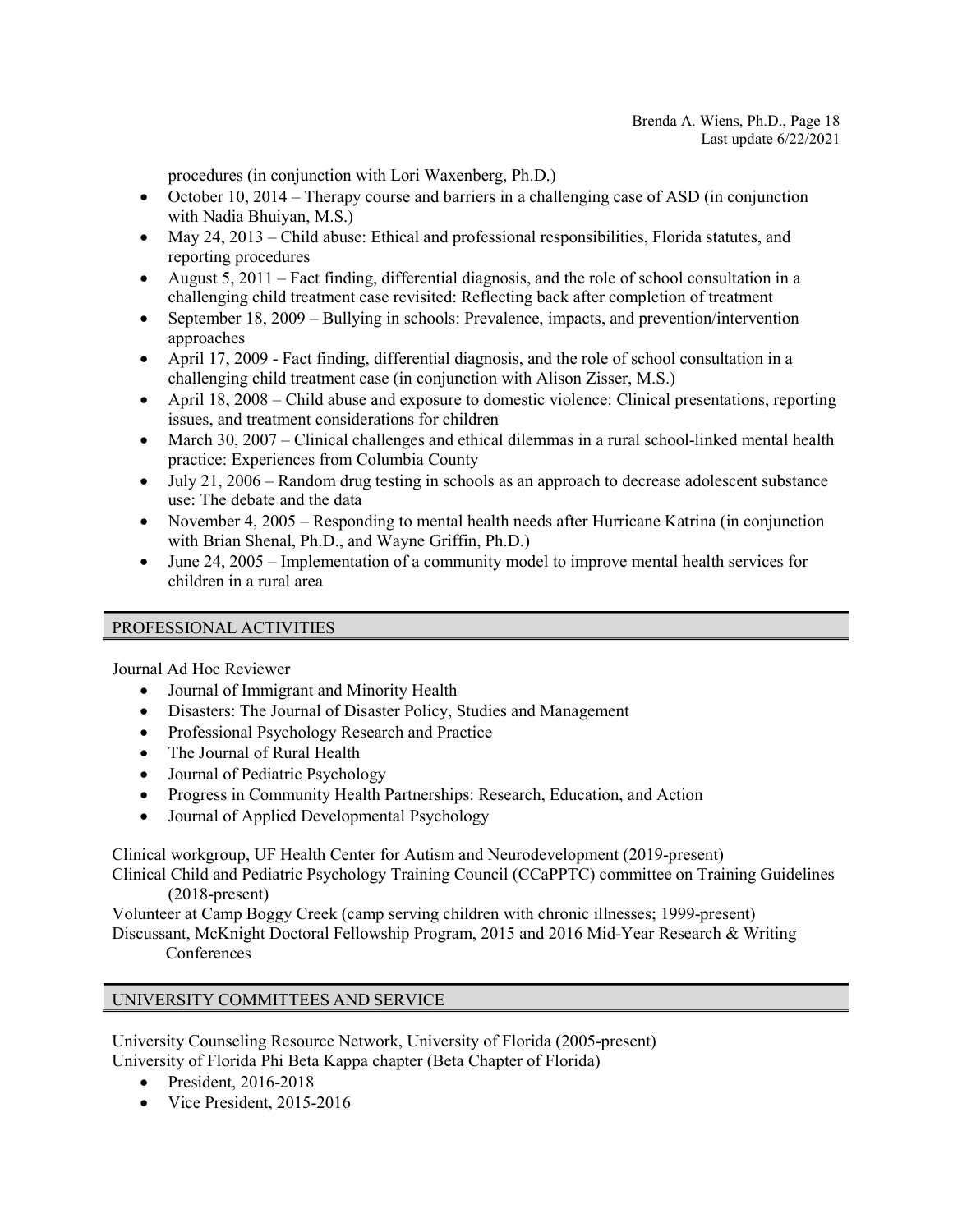procedures (in conjunction with Lori Waxenberg, Ph.D.)

- October 10, 2014 – Therapy course and barriers in a challenging case of ASD (in conjunction with Nadia Bhuiyan, M.S.)
- May 24, 2013 – Child abuse: Ethical and professional responsibilities, Florida statutes, and reporting procedures
- August 5, 2011 – Fact finding, differential diagnosis, and the role of school consultation in a challenging child treatment case revisited: Reflecting back after completion of treatment
- September 18, 2009 – Bullying in schools: Prevalence, impacts, and prevention/intervention approaches
- April 17, 2009 - Fact finding, differential diagnosis, and the role of school consultation in a challenging child treatment case (in conjunction with Alison Zisser, M.S.)
- April 18, 2008 – Child abuse and exposure to domestic violence: Clinical presentations, reporting issues, and treatment considerations for children
- March 30, 2007 – Clinical challenges and ethical dilemmas in a rural school-linked mental health practice: Experiences from Columbia County
- July 21, 2006 – Random drug testing in schools as an approach to decrease adolescent substance use: The debate and the data
- November 4, 2005 – Responding to mental health needs after Hurricane Katrina (in conjunction with Brian Shenal, Ph.D., and Wayne Griffin, Ph.D.)
- June 24, 2005 – Implementation of a community model to improve mental health services for children in a rural area

## PROFESSIONAL ACTIVITIES

Journal Ad Hoc Reviewer

- Journal of Immigrant and Minority Health
- Disasters: The Journal of Disaster Policy, Studies and Management
- Professional Psychology Research and Practice
- The Journal of Rural Health
- Journal of Pediatric Psychology
- Progress in Community Health Partnerships: Research, Education, and Action
- Journal of Applied Developmental Psychology

Clinical workgroup, UF Health Center for Autism and Neurodevelopment (2019-present)

Clinical Child and Pediatric Psychology Training Council (CCaPPTC) committee on Training Guidelines (2018-present)

Volunteer at Camp Boggy Creek (camp serving children with chronic illnesses; 1999-present)

Discussant, McKnight Doctoral Fellowship Program, 2015 and 2016 Mid-Year Research & Writing Conferences

## UNIVERSITY COMMITTEES AND SERVICE

University Counseling Resource Network, University of Florida (2005-present)

University of Florida Phi Beta Kappa chapter (Beta Chapter of Florida)

- President, 2016-2018
- Vice President, 2015-2016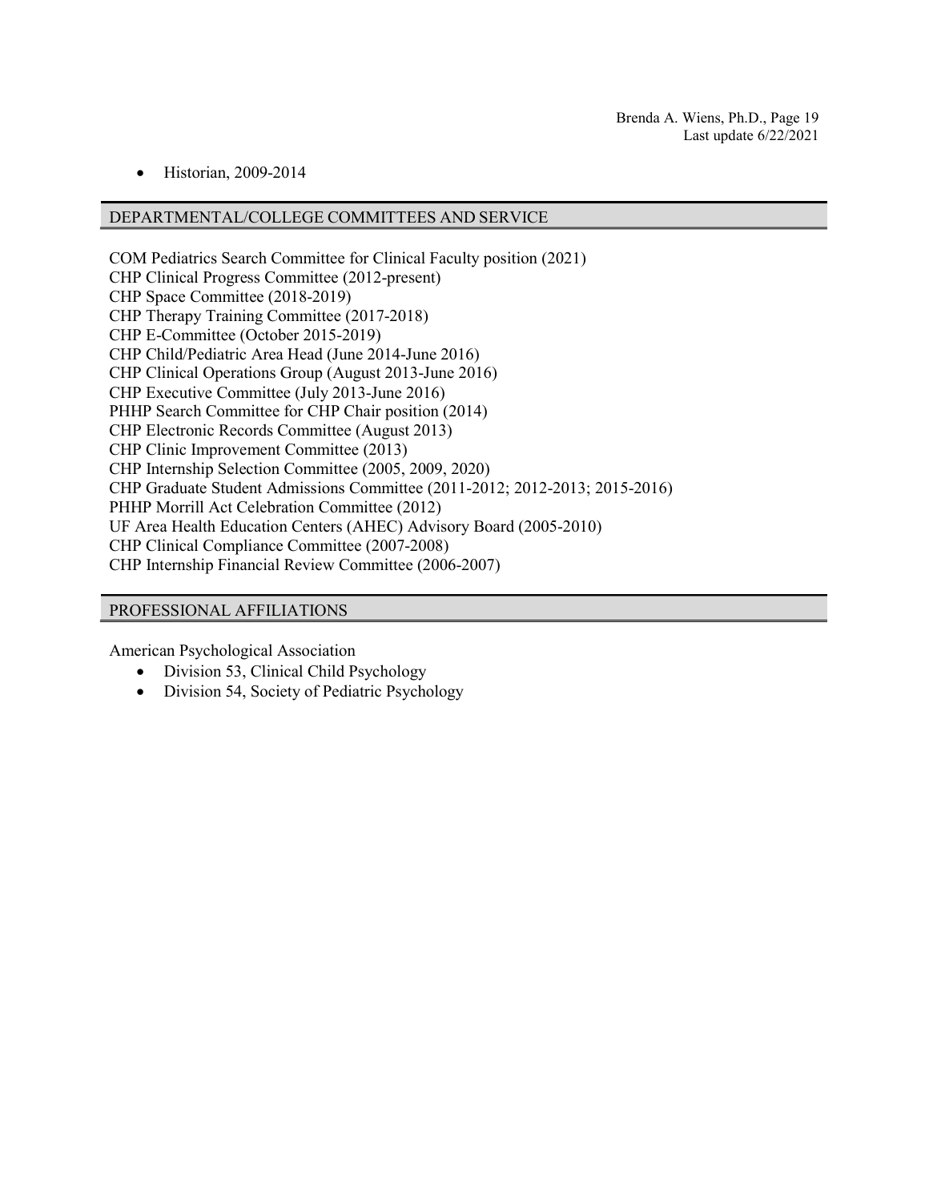- Historian, 2009-2014

## DEPARTMENTAL/COLLEGE COMMITTEES AND SERVICE

COM Pediatrics Search Committee for Clinical Faculty position (2021)
CHP Clinical Progress Committee (2012-present)
CHP Space Committee (2018-2019)
CHP Therapy Training Committee (2017-2018)
CHP E-Committee (October 2015-2019)
CHP Child/Pediatric Area Head (June 2014-June 2016)
CHP Clinical Operations Group (August 2013-June 2016)
CHP Executive Committee (July 2013-June 2016)
PHHP Search Committee for CHP Chair position (2014)
CHP Electronic Records Committee (August 2013)
CHP Clinic Improvement Committee (2013)
CHP Internship Selection Committee (2005, 2009, 2020)
CHP Graduate Student Admissions Committee (2011-2012; 2012-2013; 2015-2016)
PHHP Morrill Act Celebration Committee (2012)
UF Area Health Education Centers (AHEC) Advisory Board (2005-2010)
CHP Clinical Compliance Committee (2007-2008)
CHP Internship Financial Review Committee (2006-2007)

## PROFESSIONAL AFFILIATIONS

American Psychological Association

- Division 53, Clinical Child Psychology
- Division 54, Society of Pediatric Psychology